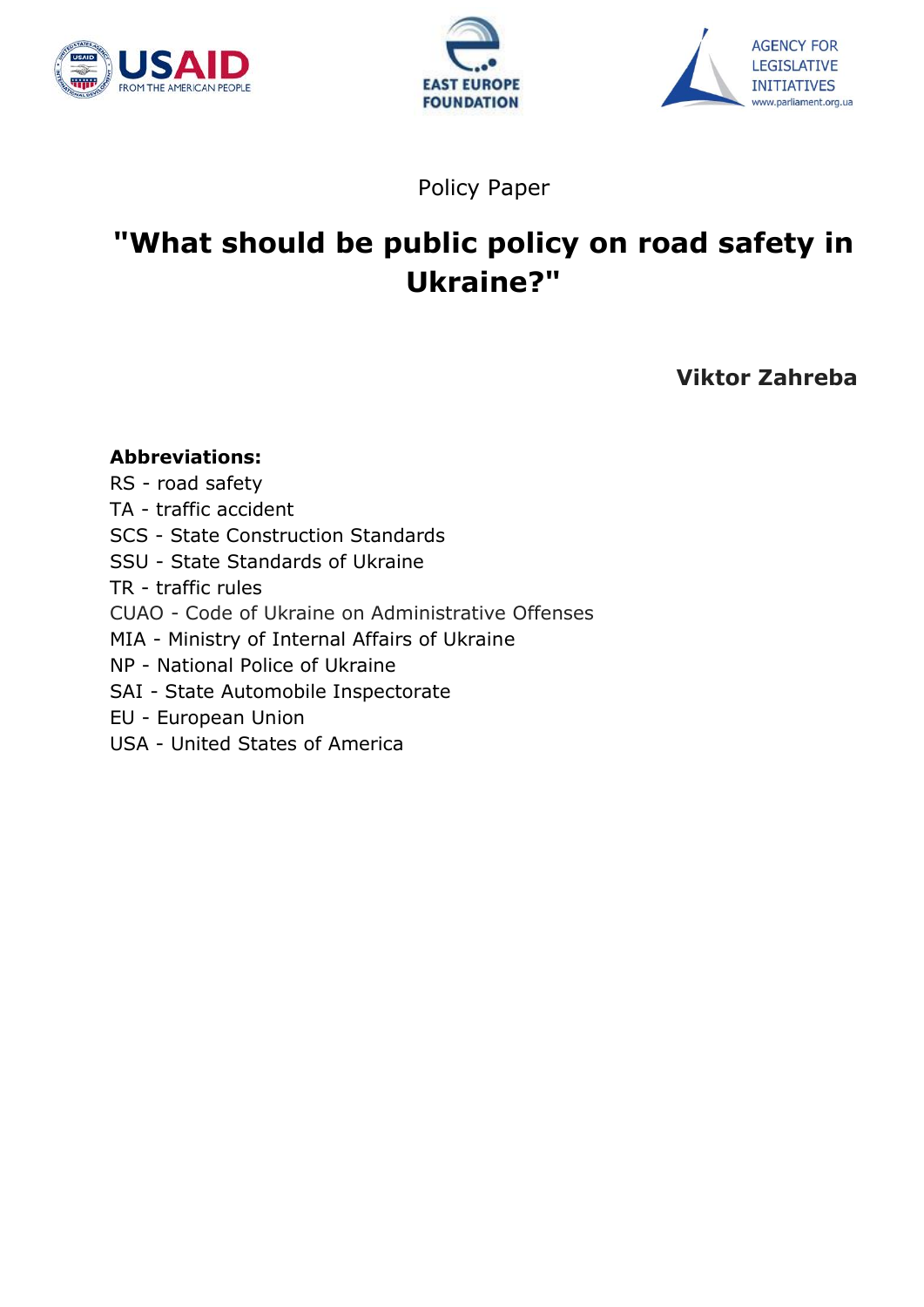Policy Paper

# "What should be public policy on road safety in Ukraine?"

**Viktor Zahreba**

**Abbreviations:**

RS - road safety
TA - traffic accident
SCS - State Construction Standards
SSU - State Standards of Ukraine
TR - traffic rules
CUAO - Code of Ukraine on Administrative Offenses
MIA - Ministry of Internal Affairs of Ukraine
NP - National Police of Ukraine
SAI - State Automobile Inspectorate
EU - European Union
USA - United States of America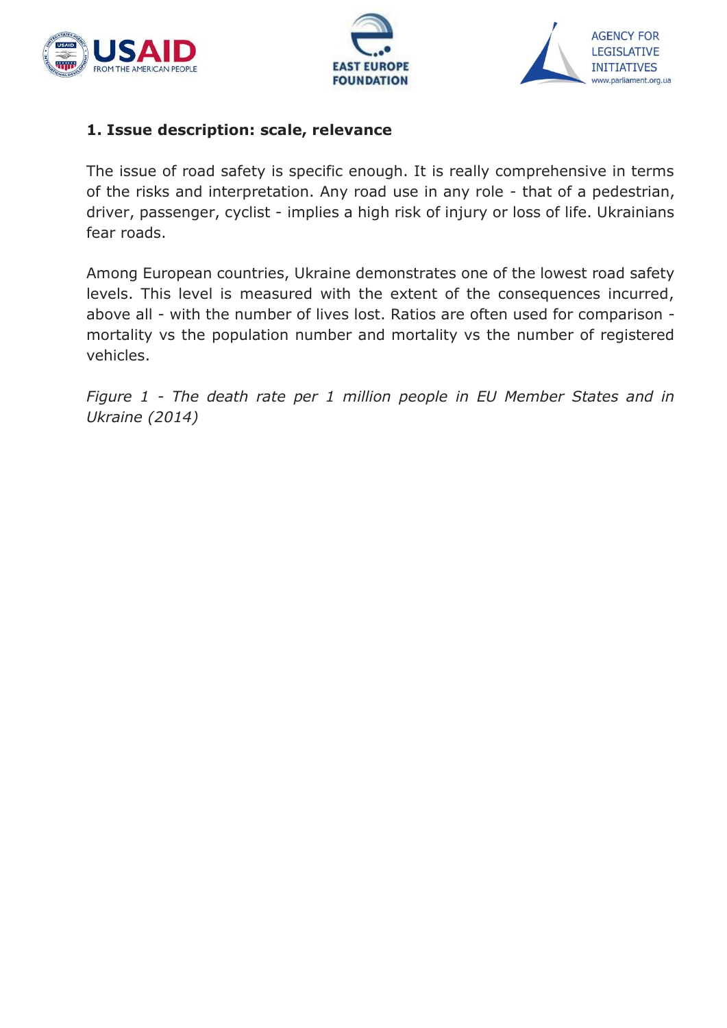## 1. Issue description: scale, relevance

The issue of road safety is specific enough. It is really comprehensive in terms of the risks and interpretation. Any road use in any role - that of a pedestrian, driver, passenger, cyclist - implies a high risk of injury or loss of life. Ukrainians fear roads.

Among European countries, Ukraine demonstrates one of the lowest road safety levels. This level is measured with the extent of the consequences incurred, above all - with the number of lives lost. Ratios are often used for comparison - mortality vs the population number and mortality vs the number of registered vehicles.

*Figure 1 - The death rate per 1 million people in EU Member States and in Ukraine (2014)*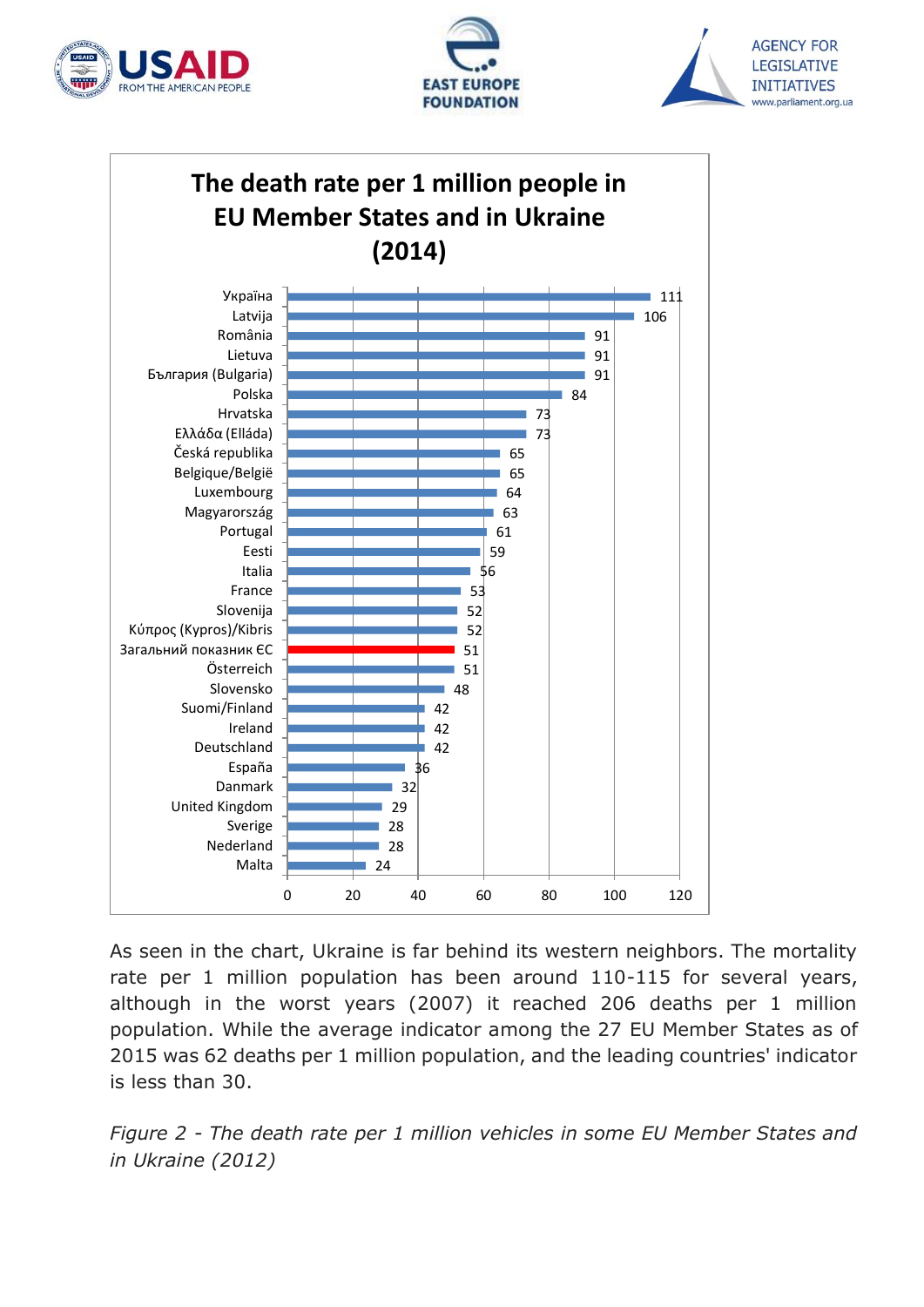## The death rate per 1 million people in EU Member States and in Ukraine (2014)

| Country | Death rate per 1 million people |
|---|---|
| Україна | 111 |
| Latvija | 106 |
| România | 91 |
| Lietuva | 91 |
| България (Bulgaria) | 91 |
| Polska | 84 |
| Hrvatska | 73 |
| Ελλάδα (Elláda) | 73 |
| Česká republika | 65 |
| Belgique/België | 65 |
| Luxembourg | 64 |
| Magyarország | 63 |
| Portugal | 61 |
| Eesti | 59 |
| Italia | 56 |
| France | 53 |
| Slovenija | 52 |
| Κύπρος (Kypros)/Kibris | 52 |
| Загальний показник ЄС | 51 |
| Österreich | 51 |
| Slovensko | 48 |
| Suomi/Finland | 42 |
| Ireland | 42 |
| Deutschland | 42 |
| España | 36 |
| Danmark | 32 |
| United Kingdom | 29 |
| Sverige | 28 |
| Nederland | 28 |
| Malta | 24 |

As seen in the chart, Ukraine is far behind its western neighbors. The mortality rate per 1 million population has been around 110-115 for several years, although in the worst years (2007) it reached 206 deaths per 1 million population. While the average indicator among the 27 EU Member States as of 2015 was 62 deaths per 1 million population, and the leading countries' indicator is less than 30.

*Figure 2 - The death rate per 1 million vehicles in some EU Member States and in Ukraine (2012)*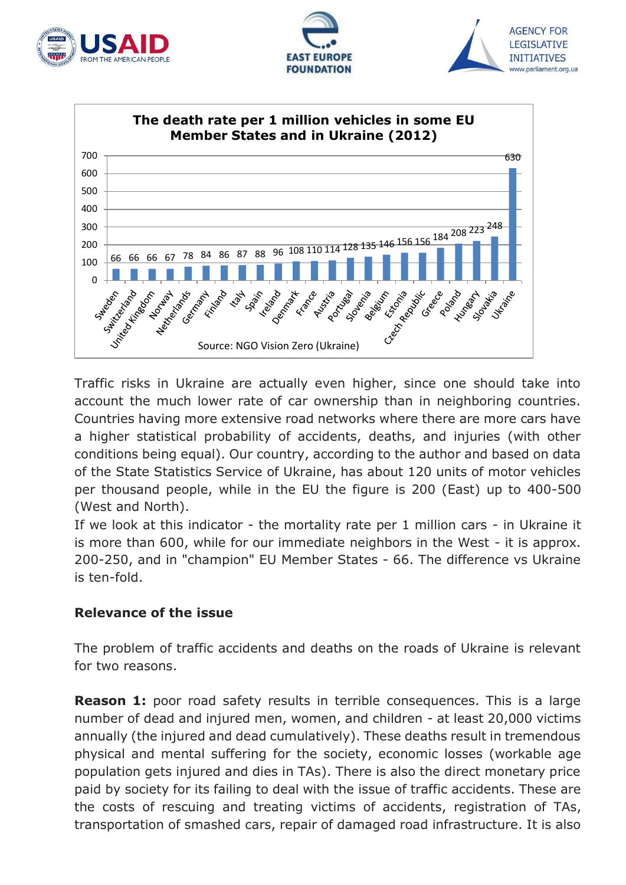**The death rate per 1 million vehicles in some EU Member States and in Ukraine (2012)**

| Country | Death rate per 1 million vehicles |
| --- | --- |
| Sweden | 66 |
| Switzerland | 66 |
| United Kingdom | 66 |
| Norway | 67 |
| Netherlands | 78 |
| Germany | 84 |
| Finland | 86 |
| Italy | 87 |
| Spain | 88 |
| Ireland | 96 |
| Denmark | 108 |
| France | 110 |
| Austria | 114 |
| Portugal | 128 |
| Slovenia | 135 |
| Belgium | 146 |
| Estonia | 156 |
| Czech Republic | 156 |
| Greece | 184 |
| Poland | 208 |
| Hungary | 223 |
| Slovakia | 248 |
| Ukraine | 630 |

Source: NGO Vision Zero (Ukraine)

Traffic risks in Ukraine are actually even higher, since one should take into account the much lower rate of car ownership than in neighboring countries. Countries having more extensive road networks where there are more cars have a higher statistical probability of accidents, deaths, and injuries (with other conditions being equal). Our country, according to the author and based on data of the State Statistics Service of Ukraine, has about 120 units of motor vehicles per thousand people, while in the EU the figure is 200 (East) up to 400-500 (West and North).

If we look at this indicator - the mortality rate per 1 million cars - in Ukraine it is more than 600, while for our immediate neighbors in the West - it is approx. 200-250, and in "champion" EU Member States - 66. The difference vs Ukraine is ten-fold.

## Relevance of the issue

The problem of traffic accidents and deaths on the roads of Ukraine is relevant for two reasons.

**Reason 1:** poor road safety results in terrible consequences. This is a large number of dead and injured men, women, and children - at least 20,000 victims annually (the injured and dead cumulatively). These deaths result in tremendous physical and mental suffering for the society, economic losses (workable age population gets injured and dies in TAs). There is also the direct monetary price paid by society for its failing to deal with the issue of traffic accidents. These are the costs of rescuing and treating victims of accidents, registration of TAs, transportation of smashed cars, repair of damaged road infrastructure. It is also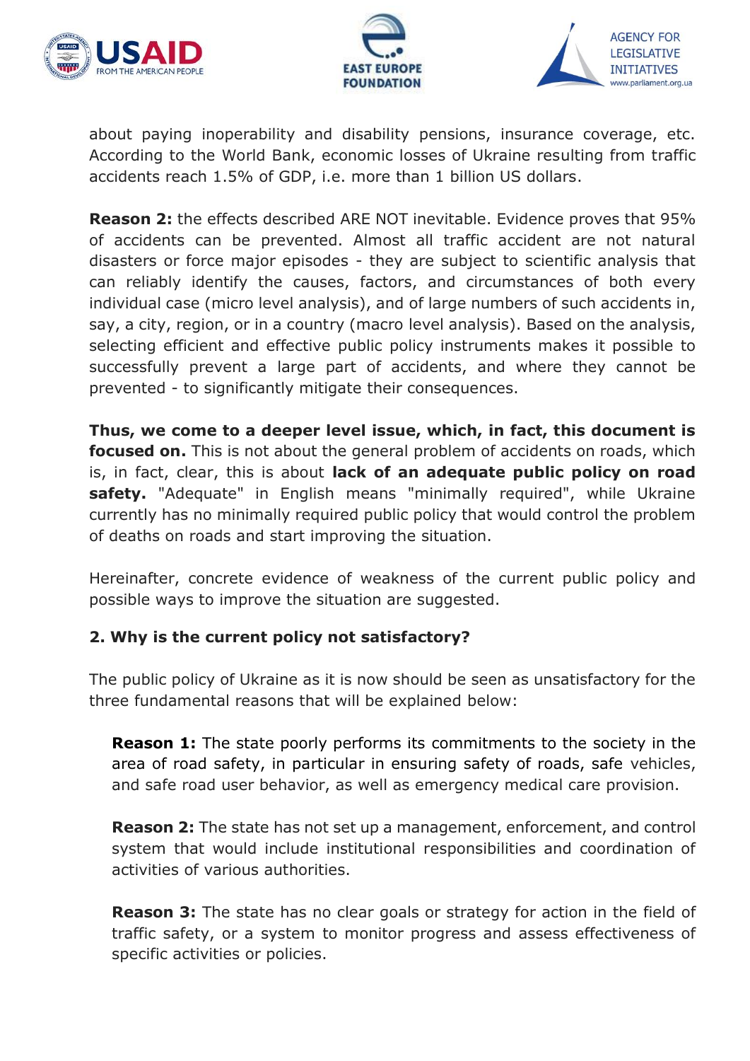about paying inoperability and disability pensions, insurance coverage, etc. According to the World Bank, economic losses of Ukraine resulting from traffic accidents reach 1.5% of GDP, i.e. more than 1 billion US dollars.

**Reason 2:** the effects described ARE NOT inevitable. Evidence proves that 95% of accidents can be prevented. Almost all traffic accident are not natural disasters or force major episodes - they are subject to scientific analysis that can reliably identify the causes, factors, and circumstances of both every individual case (micro level analysis), and of large numbers of such accidents in, say, a city, region, or in a country (macro level analysis). Based on the analysis, selecting efficient and effective public policy instruments makes it possible to successfully prevent a large part of accidents, and where they cannot be prevented - to significantly mitigate their consequences.

**Thus, we come to a deeper level issue, which, in fact, this document is focused on.** This is not about the general problem of accidents on roads, which is, in fact, clear, this is about **lack of an adequate public policy on road safety.** "Adequate" in English means "minimally required", while Ukraine currently has no minimally required public policy that would control the problem of deaths on roads and start improving the situation.

Hereinafter, concrete evidence of weakness of the current public policy and possible ways to improve the situation are suggested.

## 2. Why is the current policy not satisfactory?

The public policy of Ukraine as it is now should be seen as unsatisfactory for the three fundamental reasons that will be explained below:

> **Reason 1:** The state poorly performs its commitments to the society in the area of road safety, in particular in ensuring safety of roads, safe vehicles, and safe road user behavior, as well as emergency medical care provision.
>
> **Reason 2:** The state has not set up a management, enforcement, and control system that would include institutional responsibilities and coordination of activities of various authorities.
>
> **Reason 3:** The state has no clear goals or strategy for action in the field of traffic safety, or a system to monitor progress and assess effectiveness of specific activities or policies.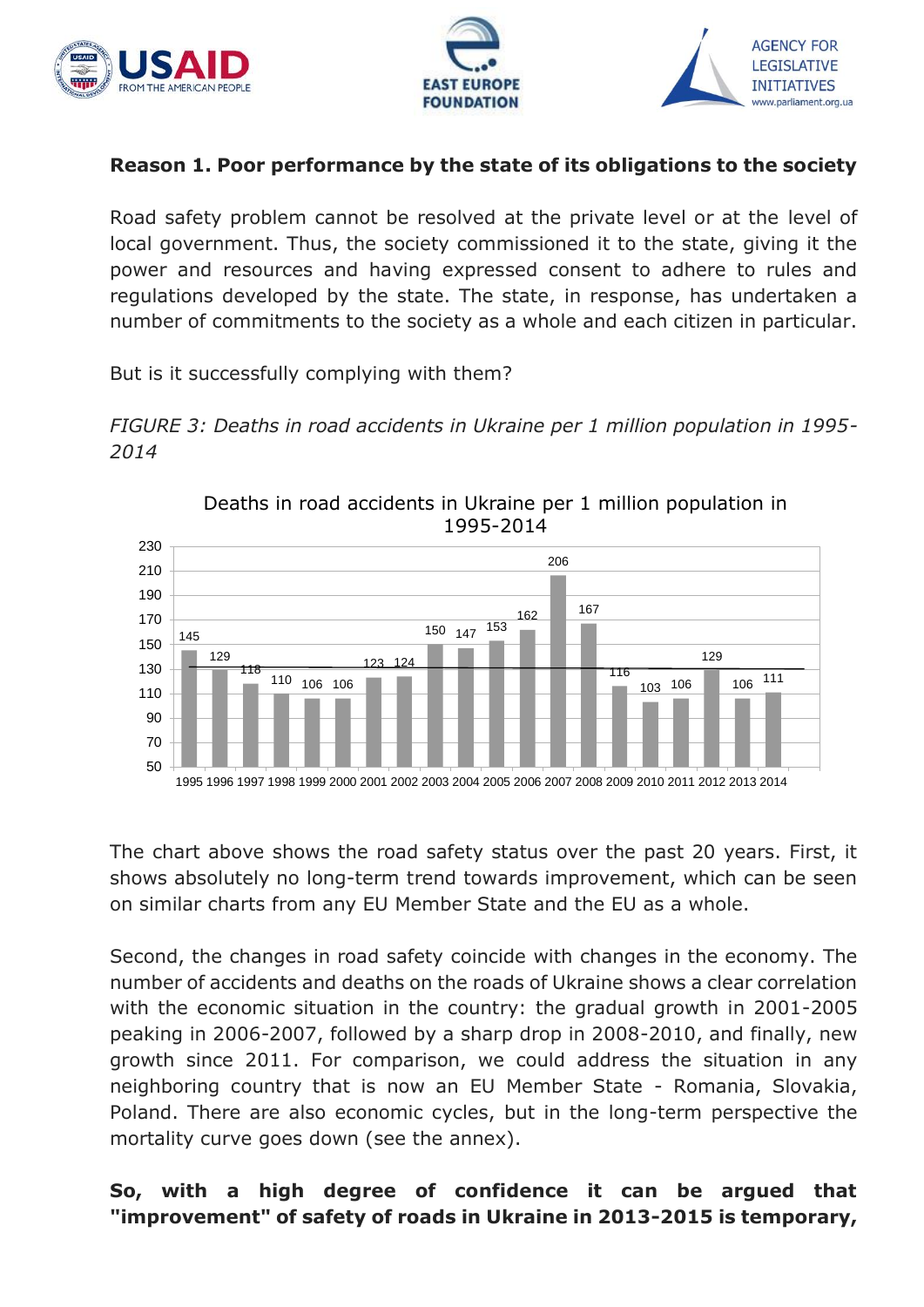**Reason 1. Poor performance by the state of its obligations to the society**

Road safety problem cannot be resolved at the private level or at the level of local government. Thus, the society commissioned it to the state, giving it the power and resources and having expressed consent to adhere to rules and regulations developed by the state. The state, in response, has undertaken a number of commitments to the society as a whole and each citizen in particular.

But is it successfully complying with them?

*FIGURE 3: Deaths in road accidents in Ukraine per 1 million population in 1995-2014*

Deaths in road accidents in Ukraine per 1 million population in 1995-2014

| Year | 1995 | 1996 | 1997 | 1998 | 1999 | 2000 | 2001 | 2002 | 2003 | 2004 | 2005 | 2006 | 2007 | 2008 | 2009 | 2010 | 2011 | 2012 | 2013 | 2014 |
|---|---|---|---|---|---|---|---|---|---|---|---|---|---|---|---|---|---|---|---|---|
| Deaths | 145 | 129 | 118 | 110 | 106 | 106 | 123 | 124 | 150 | 147 | 153 | 162 | 206 | 167 | 116 | 103 | 106 | 129 | 106 | 111 |

The chart above shows the road safety status over the past 20 years. First, it shows absolutely no long-term trend towards improvement, which can be seen on similar charts from any EU Member State and the EU as a whole.

Second, the changes in road safety coincide with changes in the economy. The number of accidents and deaths on the roads of Ukraine shows a clear correlation with the economic situation in the country: the gradual growth in 2001-2005 peaking in 2006-2007, followed by a sharp drop in 2008-2010, and finally, new growth since 2011. For comparison, we could address the situation in any neighboring country that is now an EU Member State - Romania, Slovakia, Poland. There are also economic cycles, but in the long-term perspective the mortality curve goes down (see the annex).

**So, with a high degree of confidence it can be argued that "improvement" of safety of roads in Ukraine in 2013-2015 is temporary,**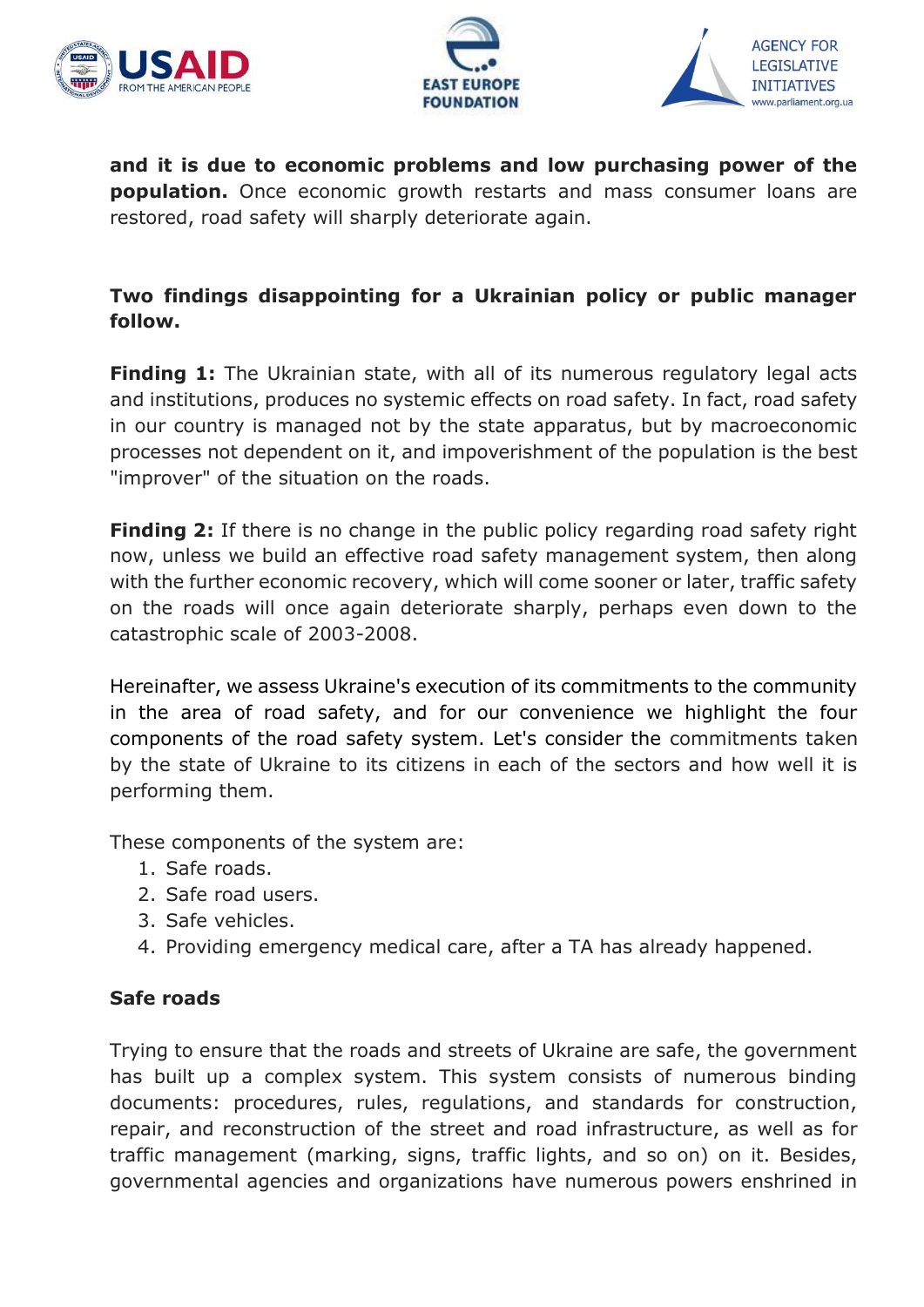**and it is due to economic problems and low purchasing power of the population.** Once economic growth restarts and mass consumer loans are restored, road safety will sharply deteriorate again.

**Two findings disappointing for a Ukrainian policy or public manager follow.**

**Finding 1:** The Ukrainian state, with all of its numerous regulatory legal acts and institutions, produces no systemic effects on road safety. In fact, road safety in our country is managed not by the state apparatus, but by macroeconomic processes not dependent on it, and impoverishment of the population is the best "improver" of the situation on the roads.

**Finding 2:** If there is no change in the public policy regarding road safety right now, unless we build an effective road safety management system, then along with the further economic recovery, which will come sooner or later, traffic safety on the roads will once again deteriorate sharply, perhaps even down to the catastrophic scale of 2003-2008.

Hereinafter, we assess Ukraine's execution of its commitments to the community in the area of road safety, and for our convenience we highlight the four components of the road safety system. Let's consider the commitments taken by the state of Ukraine to its citizens in each of the sectors and how well it is performing them.

These components of the system are:

1. Safe roads.
2. Safe road users.
3. Safe vehicles.
4. Providing emergency medical care, after a TA has already happened.

**Safe roads**

Trying to ensure that the roads and streets of Ukraine are safe, the government has built up a complex system. This system consists of numerous binding documents: procedures, rules, regulations, and standards for construction, repair, and reconstruction of the street and road infrastructure, as well as for traffic management (marking, signs, traffic lights, and so on) on it. Besides, governmental agencies and organizations have numerous powers enshrined in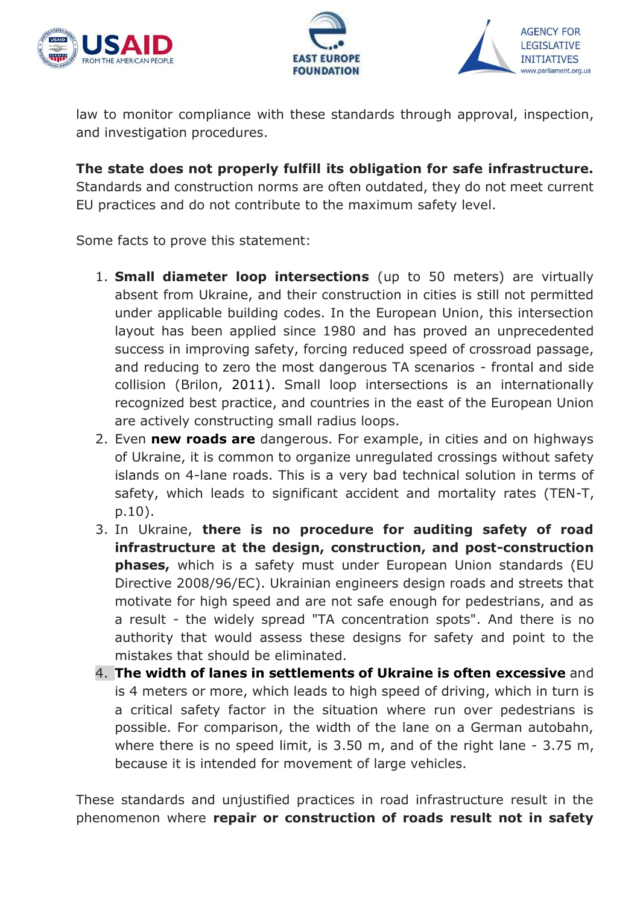law to monitor compliance with these standards through approval, inspection, and investigation procedures.

**The state does not properly fulfill its obligation for safe infrastructure.** Standards and construction norms are often outdated, they do not meet current EU practices and do not contribute to the maximum safety level.

Some facts to prove this statement:

1. **Small diameter loop intersections** (up to 50 meters) are virtually absent from Ukraine, and their construction in cities is still not permitted under applicable building codes. In the European Union, this intersection layout has been applied since 1980 and has proved an unprecedented success in improving safety, forcing reduced speed of crossroad passage, and reducing to zero the most dangerous TA scenarios - frontal and side collision (Brilon, 2011). Small loop intersections is an internationally recognized best practice, and countries in the east of the European Union are actively constructing small radius loops.
2. Even **new roads are** dangerous. For example, in cities and on highways of Ukraine, it is common to organize unregulated crossings without safety islands on 4-lane roads. This is a very bad technical solution in terms of safety, which leads to significant accident and mortality rates (TEN-T, p.10).
3. In Ukraine, **there is no procedure for auditing safety of road infrastructure at the design, construction, and post-construction phases,** which is a safety must under European Union standards (EU Directive 2008/96/EC). Ukrainian engineers design roads and streets that motivate for high speed and are not safe enough for pedestrians, and as a result - the widely spread "TA concentration spots". And there is no authority that would assess these designs for safety and point to the mistakes that should be eliminated.
4. **The width of lanes in settlements of Ukraine is often excessive** and is 4 meters or more, which leads to high speed of driving, which in turn is a critical safety factor in the situation where run over pedestrians is possible. For comparison, the width of the lane on a German autobahn, where there is no speed limit, is 3.50 m, and of the right lane - 3.75 m, because it is intended for movement of large vehicles.

These standards and unjustified practices in road infrastructure result in the phenomenon where **repair or construction of roads result not in safety**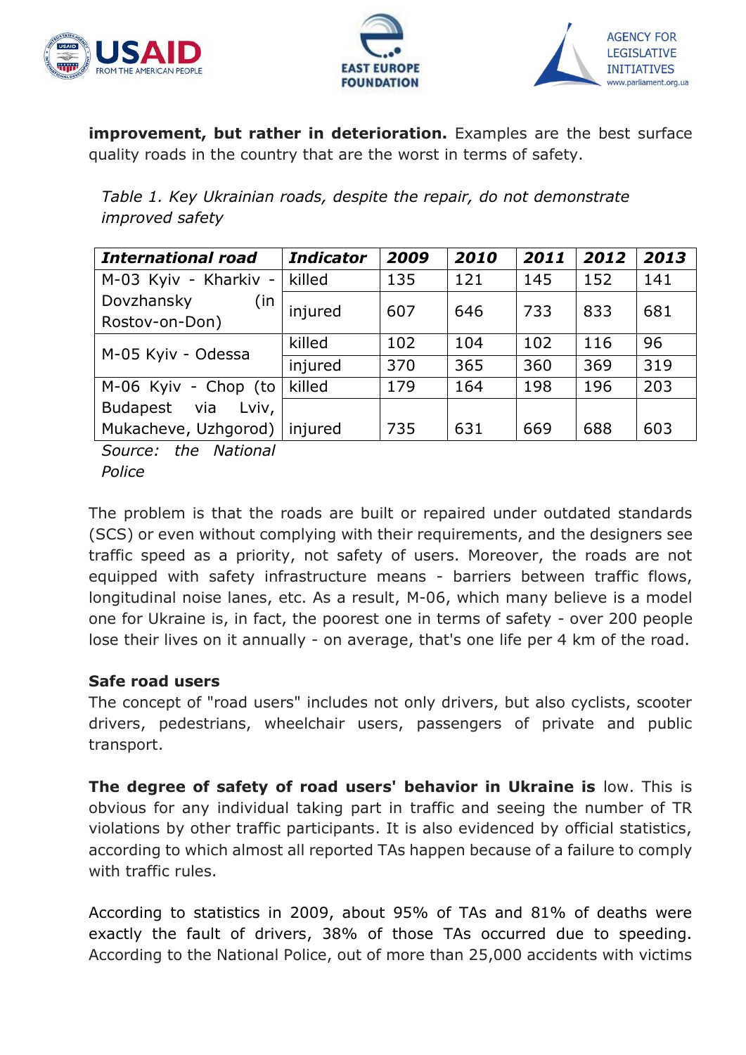**improvement, but rather in deterioration.** Examples are the best surface quality roads in the country that are the worst in terms of safety.

*Table 1. Key Ukrainian roads, despite the repair, do not demonstrate improved safety*

| ***International road*** | ***Indicator*** | ***2009*** | ***2010*** | ***2011*** | ***2012*** | ***2013*** |
|---|---|---|---|---|---|---|
| M-03 Kyiv - Kharkiv - Dovzhansky (in Rostov-on-Don) | killed | 135 | 121 | 145 | 152 | 141 |
| | injured | 607 | 646 | 733 | 833 | 681 |
| M-05 Kyiv - Odessa | killed | 102 | 104 | 102 | 116 | 96 |
| | injured | 370 | 365 | 360 | 369 | 319 |
| M-06 Kyiv - Chop (to Budapest via Lviv, Mukacheve, Uzhgorod) | killed | 179 | 164 | 198 | 196 | 203 |
| | injured | 735 | 631 | 669 | 688 | 603 |

*Source: the National Police*

The problem is that the roads are built or repaired under outdated standards (SCS) or even without complying with their requirements, and the designers see traffic speed as a priority, not safety of users. Moreover, the roads are not equipped with safety infrastructure means - barriers between traffic flows, longitudinal noise lanes, etc. As a result, M-06, which many believe is a model one for Ukraine is, in fact, the poorest one in terms of safety - over 200 people lose their lives on it annually - on average, that's one life per 4 km of the road.

**Safe road users**

The concept of "road users" includes not only drivers, but also cyclists, scooter drivers, pedestrians, wheelchair users, passengers of private and public transport.

**The degree of safety of road users' behavior in Ukraine is** low. This is obvious for any individual taking part in traffic and seeing the number of TR violations by other traffic participants. It is also evidenced by official statistics, according to which almost all reported TAs happen because of a failure to comply with traffic rules.

According to statistics in 2009, about 95% of TAs and 81% of deaths were exactly the fault of drivers, 38% of those TAs occurred due to speeding. According to the National Police, out of more than 25,000 accidents with victims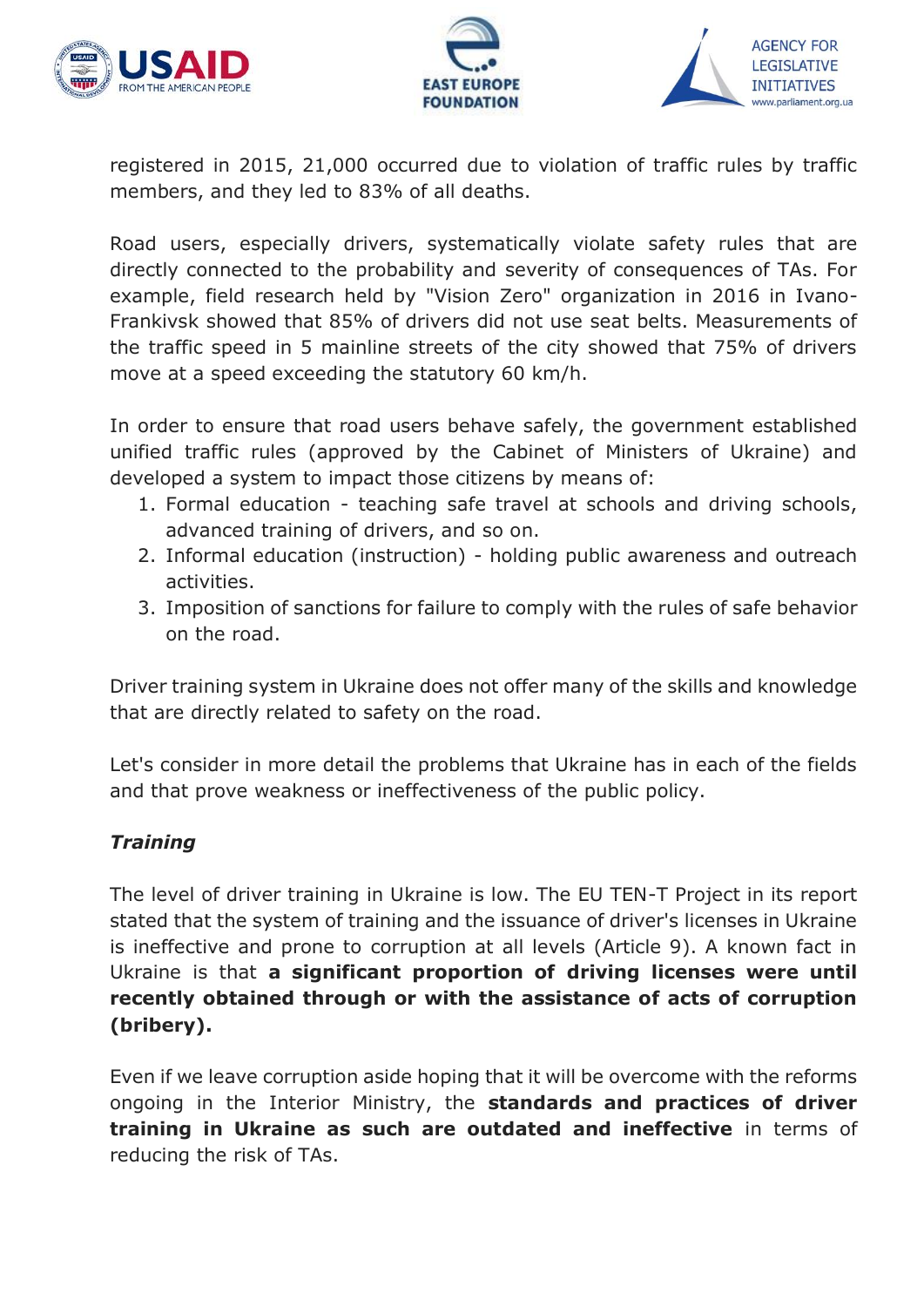registered in 2015, 21,000 occurred due to violation of traffic rules by traffic members, and they led to 83% of all deaths.

Road users, especially drivers, systematically violate safety rules that are directly connected to the probability and severity of consequences of TAs. For example, field research held by "Vision Zero" organization in 2016 in Ivano-Frankivsk showed that 85% of drivers did not use seat belts. Measurements of the traffic speed in 5 mainline streets of the city showed that 75% of drivers move at a speed exceeding the statutory 60 km/h.

In order to ensure that road users behave safely, the government established unified traffic rules (approved by the Cabinet of Ministers of Ukraine) and developed a system to impact those citizens by means of:

1. Formal education - teaching safe travel at schools and driving schools, advanced training of drivers, and so on.
2. Informal education (instruction) - holding public awareness and outreach activities.
3. Imposition of sanctions for failure to comply with the rules of safe behavior on the road.

Driver training system in Ukraine does not offer many of the skills and knowledge that are directly related to safety on the road.

Let's consider in more detail the problems that Ukraine has in each of the fields and that prove weakness or ineffectiveness of the public policy.

***Training***

The level of driver training in Ukraine is low. The EU TEN-T Project in its report stated that the system of training and the issuance of driver's licenses in Ukraine is ineffective and prone to corruption at all levels (Article 9). A known fact in Ukraine is that **a significant proportion of driving licenses were until recently obtained through or with the assistance of acts of corruption (bribery).**

Even if we leave corruption aside hoping that it will be overcome with the reforms ongoing in the Interior Ministry, the **standards and practices of driver training in Ukraine as such are outdated and ineffective** in terms of reducing the risk of TAs.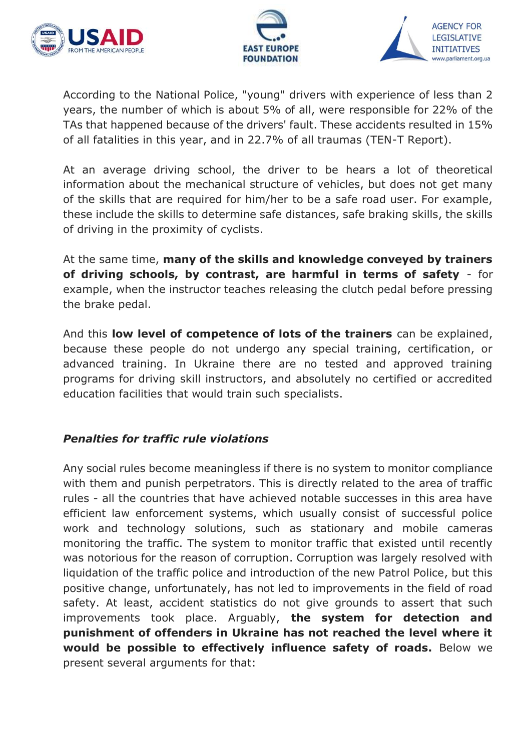According to the National Police, "young" drivers with experience of less than 2 years, the number of which is about 5% of all, were responsible for 22% of the TAs that happened because of the drivers' fault. These accidents resulted in 15% of all fatalities in this year, and in 22.7% of all traumas (TEN-T Report).

At an average driving school, the driver to be hears a lot of theoretical information about the mechanical structure of vehicles, but does not get many of the skills that are required for him/her to be a safe road user. For example, these include the skills to determine safe distances, safe braking skills, the skills of driving in the proximity of cyclists.

At the same time, **many of the skills and knowledge conveyed by trainers of driving schools, by contrast, are harmful in terms of safety** - for example, when the instructor teaches releasing the clutch pedal before pressing the brake pedal.

And this **low level of competence of lots of the trainers** can be explained, because these people do not undergo any special training, certification, or advanced training. In Ukraine there are no tested and approved training programs for driving skill instructors, and absolutely no certified or accredited education facilities that would train such specialists.

### *Penalties for traffic rule violations*

Any social rules become meaningless if there is no system to monitor compliance with them and punish perpetrators. This is directly related to the area of traffic rules - all the countries that have achieved notable successes in this area have efficient law enforcement systems, which usually consist of successful police work and technology solutions, such as stationary and mobile cameras monitoring the traffic. The system to monitor traffic that existed until recently was notorious for the reason of corruption. Corruption was largely resolved with liquidation of the traffic police and introduction of the new Patrol Police, but this positive change, unfortunately, has not led to improvements in the field of road safety. At least, accident statistics do not give grounds to assert that such improvements took place. Arguably, **the system for detection and punishment of offenders in Ukraine has not reached the level where it would be possible to effectively influence safety of roads.** Below we present several arguments for that: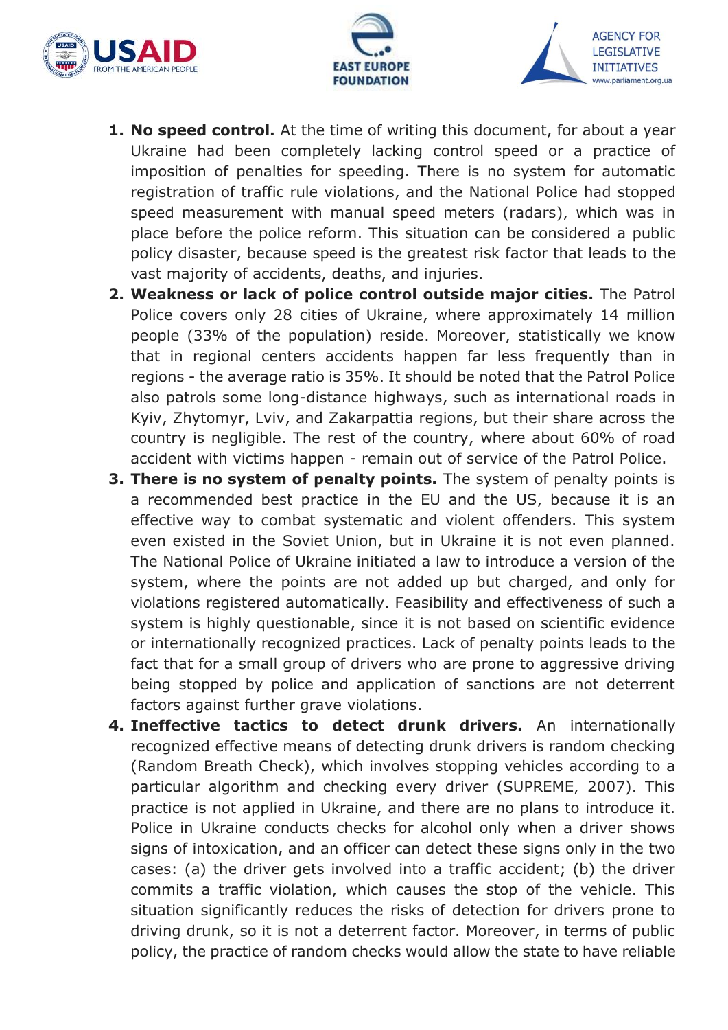1. **No speed control.** At the time of writing this document, for about a year Ukraine had been completely lacking control speed or a practice of imposition of penalties for speeding. There is no system for automatic registration of traffic rule violations, and the National Police had stopped speed measurement with manual speed meters (radars), which was in place before the police reform. This situation can be considered a public policy disaster, because speed is the greatest risk factor that leads to the vast majority of accidents, deaths, and injuries.
2. **Weakness or lack of police control outside major cities.** The Patrol Police covers only 28 cities of Ukraine, where approximately 14 million people (33% of the population) reside. Moreover, statistically we know that in regional centers accidents happen far less frequently than in regions - the average ratio is 35%. It should be noted that the Patrol Police also patrols some long-distance highways, such as international roads in Kyiv, Zhytomyr, Lviv, and Zakarpattia regions, but their share across the country is negligible. The rest of the country, where about 60% of road accident with victims happen - remain out of service of the Patrol Police.
3. **There is no system of penalty points.** The system of penalty points is a recommended best practice in the EU and the US, because it is an effective way to combat systematic and violent offenders. This system even existed in the Soviet Union, but in Ukraine it is not even planned. The National Police of Ukraine initiated a law to introduce a version of the system, where the points are not added up but charged, and only for violations registered automatically. Feasibility and effectiveness of such a system is highly questionable, since it is not based on scientific evidence or internationally recognized practices. Lack of penalty points leads to the fact that for a small group of drivers who are prone to aggressive driving being stopped by police and application of sanctions are not deterrent factors against further grave violations.
4. **Ineffective tactics to detect drunk drivers.** An internationally recognized effective means of detecting drunk drivers is random checking (Random Breath Check), which involves stopping vehicles according to a particular algorithm and checking every driver (SUPREME, 2007). This practice is not applied in Ukraine, and there are no plans to introduce it. Police in Ukraine conducts checks for alcohol only when a driver shows signs of intoxication, and an officer can detect these signs only in the two cases: (a) the driver gets involved into a traffic accident; (b) the driver commits a traffic violation, which causes the stop of the vehicle. This situation significantly reduces the risks of detection for drivers prone to driving drunk, so it is not a deterrent factor. Moreover, in terms of public policy, the practice of random checks would allow the state to have reliable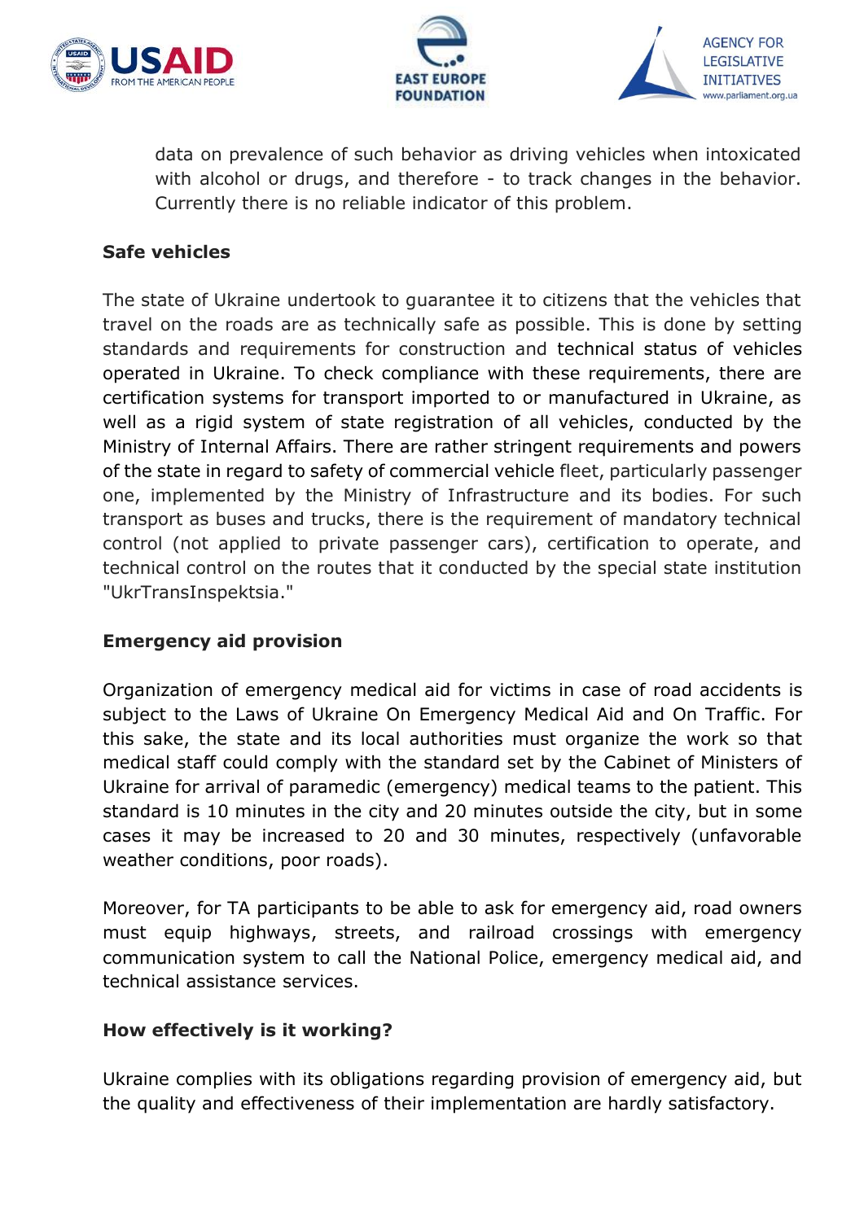data on prevalence of such behavior as driving vehicles when intoxicated with alcohol or drugs, and therefore - to track changes in the behavior. Currently there is no reliable indicator of this problem.

**Safe vehicles**

The state of Ukraine undertook to guarantee it to citizens that the vehicles that travel on the roads are as technically safe as possible. This is done by setting standards and requirements for construction and technical status of vehicles operated in Ukraine. To check compliance with these requirements, there are certification systems for transport imported to or manufactured in Ukraine, as well as a rigid system of state registration of all vehicles, conducted by the Ministry of Internal Affairs. There are rather stringent requirements and powers of the state in regard to safety of commercial vehicle fleet, particularly passenger one, implemented by the Ministry of Infrastructure and its bodies. For such transport as buses and trucks, there is the requirement of mandatory technical control (not applied to private passenger cars), certification to operate, and technical control on the routes that it conducted by the special state institution "UkrTransInspektsia."

**Emergency aid provision**

Organization of emergency medical aid for victims in case of road accidents is subject to the Laws of Ukraine On Emergency Medical Aid and On Traffic. For this sake, the state and its local authorities must organize the work so that medical staff could comply with the standard set by the Cabinet of Ministers of Ukraine for arrival of paramedic (emergency) medical teams to the patient. This standard is 10 minutes in the city and 20 minutes outside the city, but in some cases it may be increased to 20 and 30 minutes, respectively (unfavorable weather conditions, poor roads).

Moreover, for TA participants to be able to ask for emergency aid, road owners must equip highways, streets, and railroad crossings with emergency communication system to call the National Police, emergency medical aid, and technical assistance services.

**How effectively is it working?**

Ukraine complies with its obligations regarding provision of emergency aid, but the quality and effectiveness of their implementation are hardly satisfactory.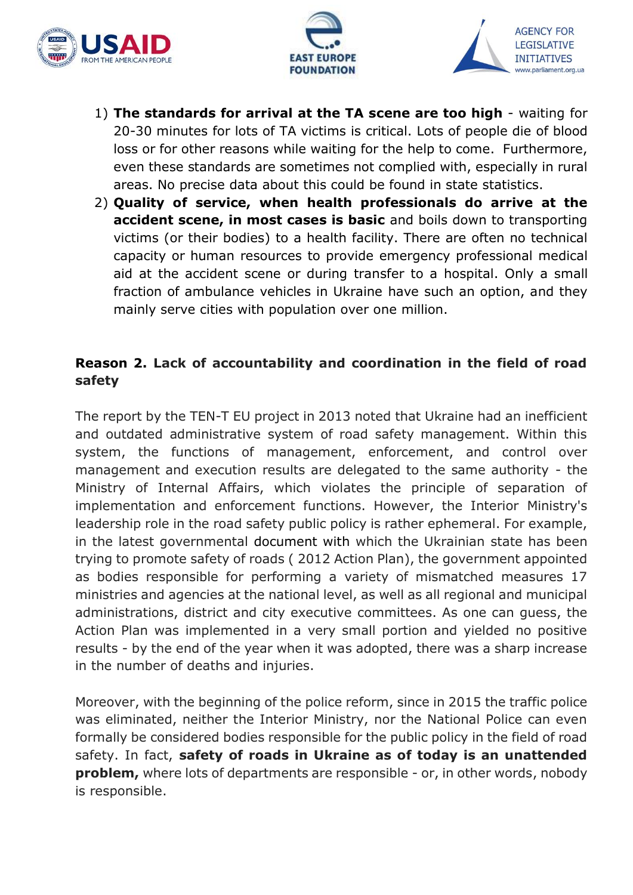1) **The standards for arrival at the TA scene are too high** - waiting for 20-30 minutes for lots of TA victims is critical. Lots of people die of blood loss or for other reasons while waiting for the help to come. Furthermore, even these standards are sometimes not complied with, especially in rural areas. No precise data about this could be found in state statistics.
2) **Quality of service, when health professionals do arrive at the accident scene, in most cases is basic** and boils down to transporting victims (or their bodies) to a health facility. There are often no technical capacity or human resources to provide emergency professional medical aid at the accident scene or during transfer to a hospital. Only a small fraction of ambulance vehicles in Ukraine have such an option, and they mainly serve cities with population over one million.

### Reason 2. Lack of accountability and coordination in the field of road safety

The report by the TEN-T EU project in 2013 noted that Ukraine had an inefficient and outdated administrative system of road safety management. Within this system, the functions of management, enforcement, and control over management and execution results are delegated to the same authority - the Ministry of Internal Affairs, which violates the principle of separation of implementation and enforcement functions. However, the Interior Ministry's leadership role in the road safety public policy is rather ephemeral. For example, in the latest governmental document with which the Ukrainian state has been trying to promote safety of roads ( 2012 Action Plan), the government appointed as bodies responsible for performing a variety of mismatched measures 17 ministries and agencies at the national level, as well as all regional and municipal administrations, district and city executive committees. As one can guess, the Action Plan was implemented in a very small portion and yielded no positive results - by the end of the year when it was adopted, there was a sharp increase in the number of deaths and injuries.

Moreover, with the beginning of the police reform, since in 2015 the traffic police was eliminated, neither the Interior Ministry, nor the National Police can even formally be considered bodies responsible for the public policy in the field of road safety. In fact, **safety of roads in Ukraine as of today is an unattended problem,** where lots of departments are responsible - or, in other words, nobody is responsible.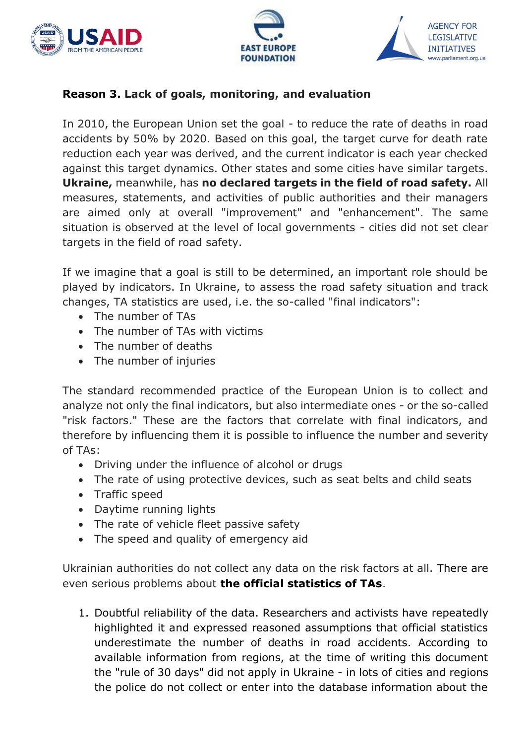**Reason 3. Lack of goals, monitoring, and evaluation**

In 2010, the European Union set the goal - to reduce the rate of deaths in road accidents by 50% by 2020. Based on this goal, the target curve for death rate reduction each year was derived, and the current indicator is each year checked against this target dynamics. Other states and some cities have similar targets. **Ukraine,** meanwhile, has **no declared targets in the field of road safety.** All measures, statements, and activities of public authorities and their managers are aimed only at overall "improvement" and "enhancement". The same situation is observed at the level of local governments - cities did not set clear targets in the field of road safety.

If we imagine that a goal is still to be determined, an important role should be played by indicators. In Ukraine, to assess the road safety situation and track changes, TA statistics are used, i.e. the so-called "final indicators":

- The number of TAs
- The number of TAs with victims
- The number of deaths
- The number of injuries

The standard recommended practice of the European Union is to collect and analyze not only the final indicators, but also intermediate ones - or the so-called "risk factors." These are the factors that correlate with final indicators, and therefore by influencing them it is possible to influence the number and severity of TAs:

- Driving under the influence of alcohol or drugs
- The rate of using protective devices, such as seat belts and child seats
- Traffic speed
- Daytime running lights
- The rate of vehicle fleet passive safety
- The speed and quality of emergency aid

Ukrainian authorities do not collect any data on the risk factors at all. There are even serious problems about **the official statistics of TAs**.

1. Doubtful reliability of the data. Researchers and activists have repeatedly highlighted it and expressed reasoned assumptions that official statistics underestimate the number of deaths in road accidents. According to available information from regions, at the time of writing this document the "rule of 30 days" did not apply in Ukraine - in lots of cities and regions the police do not collect or enter into the database information about the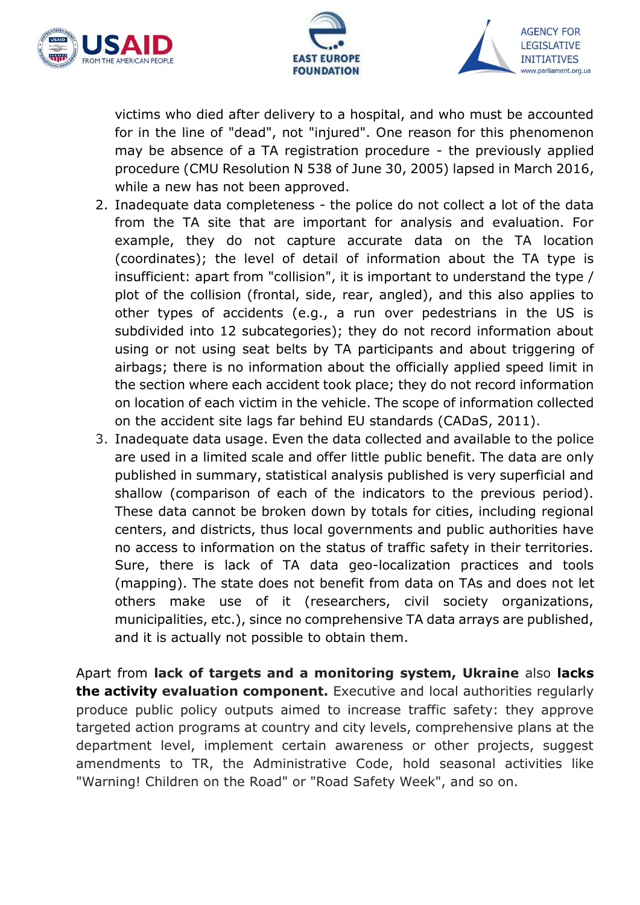victims who died after delivery to a hospital, and who must be accounted for in the line of "dead", not "injured". One reason for this phenomenon may be absence of a TA registration procedure - the previously applied procedure (CMU Resolution N 538 of June 30, 2005) lapsed in March 2016, while a new has not been approved.

2. Inadequate data completeness - the police do not collect a lot of the data from the TA site that are important for analysis and evaluation. For example, they do not capture accurate data on the TA location (coordinates); the level of detail of information about the TA type is insufficient: apart from "collision", it is important to understand the type / plot of the collision (frontal, side, rear, angled), and this also applies to other types of accidents (e.g., a run over pedestrians in the US is subdivided into 12 subcategories); they do not record information about using or not using seat belts by TA participants and about triggering of airbags; there is no information about the officially applied speed limit in the section where each accident took place; they do not record information on location of each victim in the vehicle. The scope of information collected on the accident site lags far behind EU standards (CADaS, 2011).
3. Inadequate data usage. Even the data collected and available to the police are used in a limited scale and offer little public benefit. The data are only published in summary, statistical analysis published is very superficial and shallow (comparison of each of the indicators to the previous period). These data cannot be broken down by totals for cities, including regional centers, and districts, thus local governments and public authorities have no access to information on the status of traffic safety in their territories. Sure, there is lack of TA data geo-localization practices and tools (mapping). The state does not benefit from data on TAs and does not let others make use of it (researchers, civil society organizations, municipalities, etc.), since no comprehensive TA data arrays are published, and it is actually not possible to obtain them.

Apart from **lack of targets and a monitoring system, Ukraine** also **lacks the activity evaluation component.** Executive and local authorities regularly produce public policy outputs aimed to increase traffic safety: they approve targeted action programs at country and city levels, comprehensive plans at the department level, implement certain awareness or other projects, suggest amendments to TR, the Administrative Code, hold seasonal activities like "Warning! Children on the Road" or "Road Safety Week", and so on.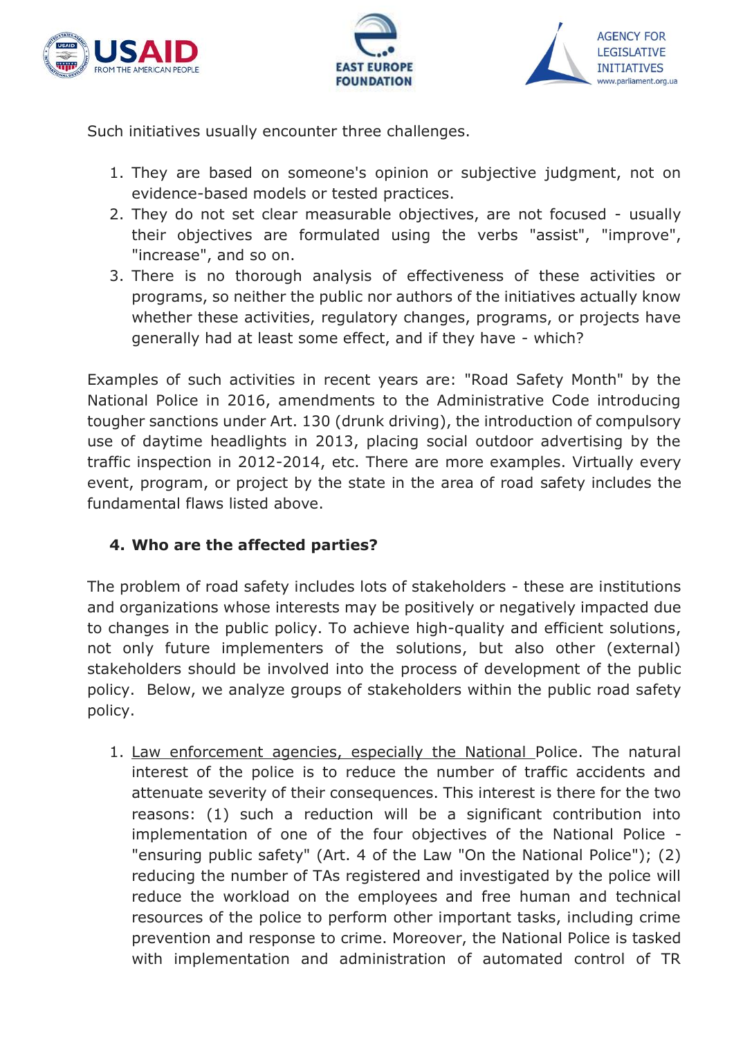Such initiatives usually encounter three challenges.

1. They are based on someone's opinion or subjective judgment, not on evidence-based models or tested practices.
2. They do not set clear measurable objectives, are not focused - usually their objectives are formulated using the verbs "assist", "improve", "increase", and so on.
3. There is no thorough analysis of effectiveness of these activities or programs, so neither the public nor authors of the initiatives actually know whether these activities, regulatory changes, programs, or projects have generally had at least some effect, and if they have - which?

Examples of such activities in recent years are: "Road Safety Month" by the National Police in 2016, amendments to the Administrative Code introducing tougher sanctions under Art. 130 (drunk driving), the introduction of compulsory use of daytime headlights in 2013, placing social outdoor advertising by the traffic inspection in 2012-2014, etc. There are more examples. Virtually every event, program, or project by the state in the area of road safety includes the fundamental flaws listed above.

### 4. Who are the affected parties?

The problem of road safety includes lots of stakeholders - these are institutions and organizations whose interests may be positively or negatively impacted due to changes in the public policy. To achieve high-quality and efficient solutions, not only future implementers of the solutions, but also other (external) stakeholders should be involved into the process of development of the public policy. Below, we analyze groups of stakeholders within the public road safety policy.

1. Law enforcement agencies, especially the National Police. The natural interest of the police is to reduce the number of traffic accidents and attenuate severity of their consequences. This interest is there for the two reasons: (1) such a reduction will be a significant contribution into implementation of one of the four objectives of the National Police - "ensuring public safety" (Art. 4 of the Law "On the National Police"); (2) reducing the number of TAs registered and investigated by the police will reduce the workload on the employees and free human and technical resources of the police to perform other important tasks, including crime prevention and response to crime. Moreover, the National Police is tasked with implementation and administration of automated control of TR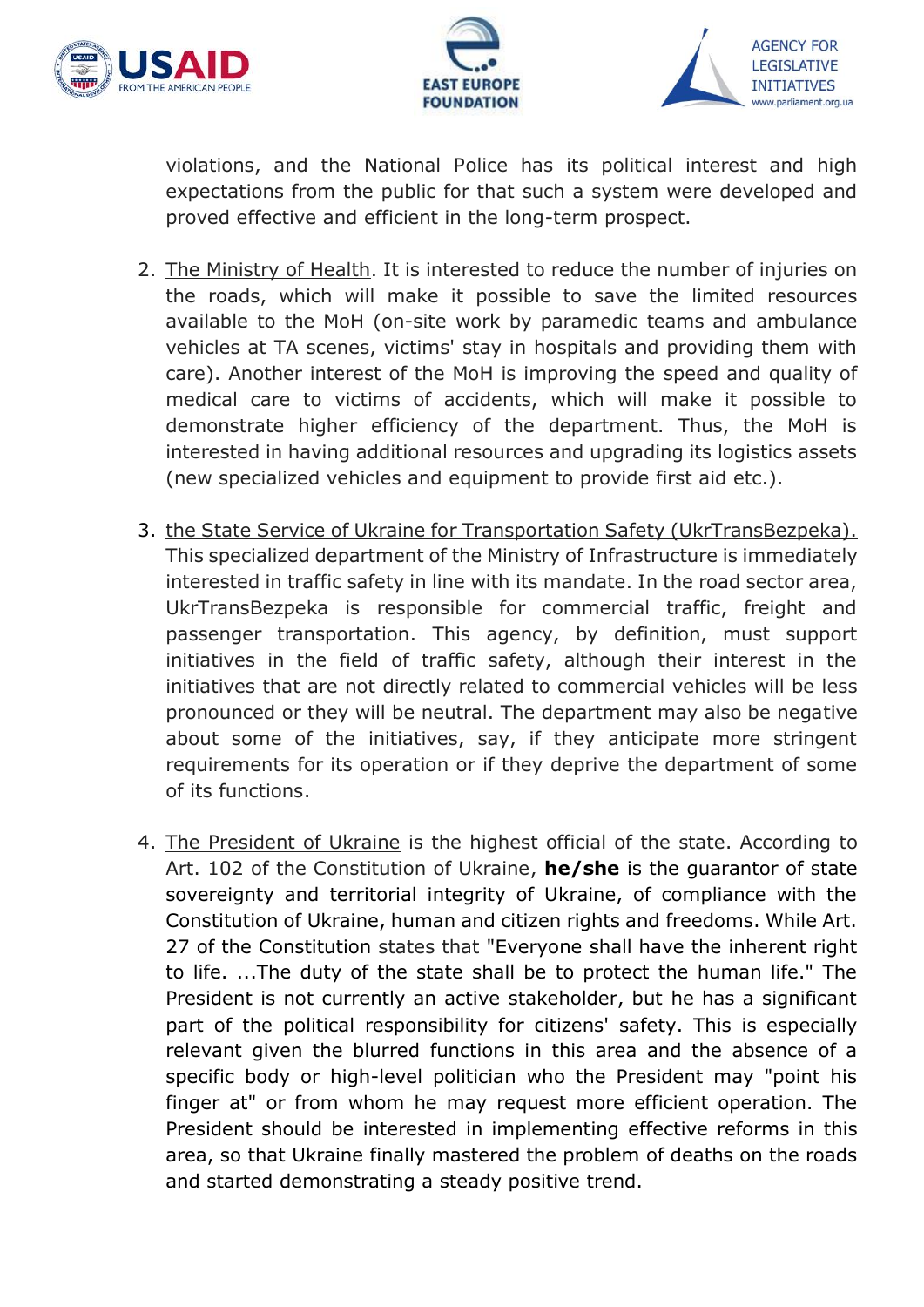violations, and the National Police has its political interest and high expectations from the public for that such a system were developed and proved effective and efficient in the long-term prospect.

2. The Ministry of Health. It is interested to reduce the number of injuries on the roads, which will make it possible to save the limited resources available to the MoH (on-site work by paramedic teams and ambulance vehicles at TA scenes, victims' stay in hospitals and providing them with care). Another interest of the MoH is improving the speed and quality of medical care to victims of accidents, which will make it possible to demonstrate higher efficiency of the department. Thus, the MoH is interested in having additional resources and upgrading its logistics assets (new specialized vehicles and equipment to provide first aid etc.).

3. the State Service of Ukraine for Transportation Safety (UkrTransBezpeka). This specialized department of the Ministry of Infrastructure is immediately interested in traffic safety in line with its mandate. In the road sector area, UkrTransBezpeka is responsible for commercial traffic, freight and passenger transportation. This agency, by definition, must support initiatives in the field of traffic safety, although their interest in the initiatives that are not directly related to commercial vehicles will be less pronounced or they will be neutral. The department may also be negative about some of the initiatives, say, if they anticipate more stringent requirements for its operation or if they deprive the department of some of its functions.

4. The President of Ukraine is the highest official of the state. According to Art. 102 of the Constitution of Ukraine, **he/she** is the guarantor of state sovereignty and territorial integrity of Ukraine, of compliance with the Constitution of Ukraine, human and citizen rights and freedoms. While Art. 27 of the Constitution states that "Everyone shall have the inherent right to life. ...The duty of the state shall be to protect the human life." The President is not currently an active stakeholder, but he has a significant part of the political responsibility for citizens' safety. This is especially relevant given the blurred functions in this area and the absence of a specific body or high-level politician who the President may "point his finger at" or from whom he may request more efficient operation. The President should be interested in implementing effective reforms in this area, so that Ukraine finally mastered the problem of deaths on the roads and started demonstrating a steady positive trend.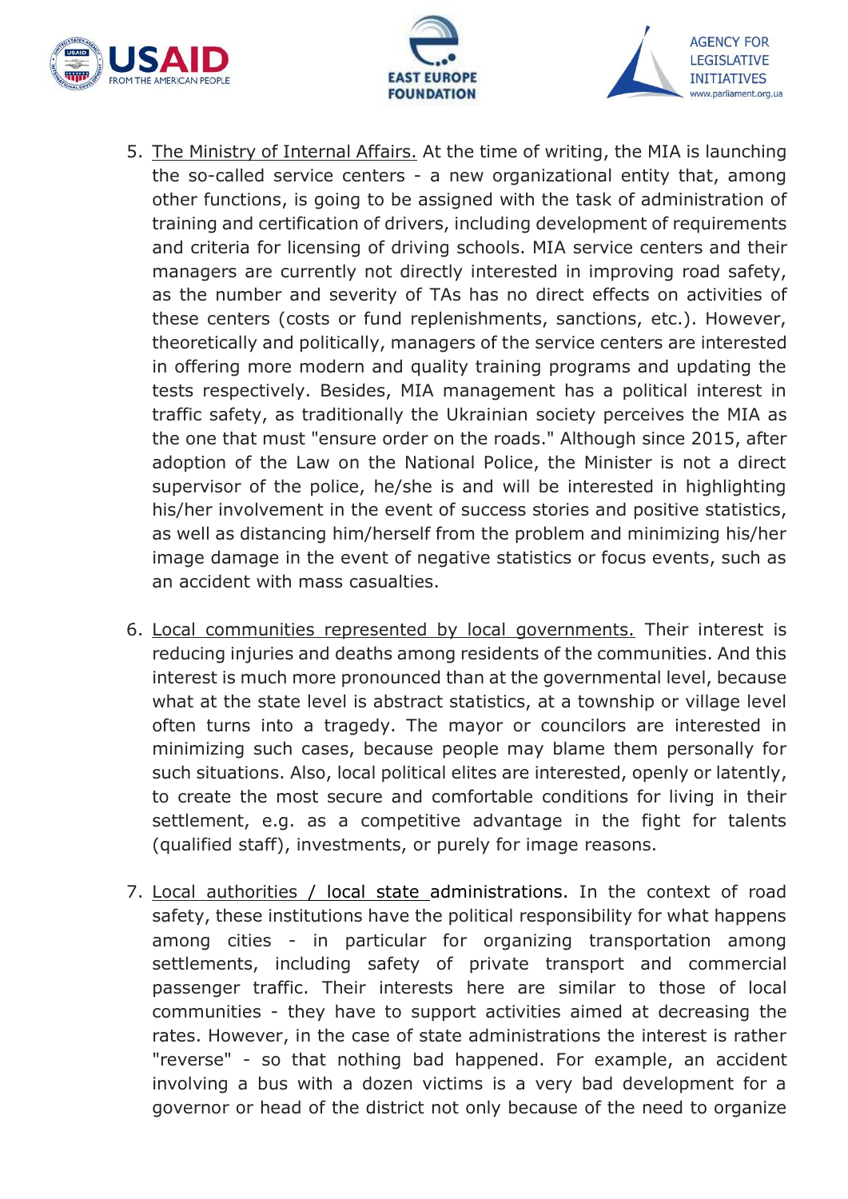5. The Ministry of Internal Affairs. At the time of writing, the MIA is launching the so-called service centers - a new organizational entity that, among other functions, is going to be assigned with the task of administration of training and certification of drivers, including development of requirements and criteria for licensing of driving schools. MIA service centers and their managers are currently not directly interested in improving road safety, as the number and severity of TAs has no direct effects on activities of these centers (costs or fund replenishments, sanctions, etc.). However, theoretically and politically, managers of the service centers are interested in offering more modern and quality training programs and updating the tests respectively. Besides, MIA management has a political interest in traffic safety, as traditionally the Ukrainian society perceives the MIA as the one that must "ensure order on the roads." Although since 2015, after adoption of the Law on the National Police, the Minister is not a direct supervisor of the police, he/she is and will be interested in highlighting his/her involvement in the event of success stories and positive statistics, as well as distancing him/herself from the problem and minimizing his/her image damage in the event of negative statistics or focus events, such as an accident with mass casualties.

6. Local communities represented by local governments. Their interest is reducing injuries and deaths among residents of the communities. And this interest is much more pronounced than at the governmental level, because what at the state level is abstract statistics, at a township or village level often turns into a tragedy. The mayor or councilors are interested in minimizing such cases, because people may blame them personally for such situations. Also, local political elites are interested, openly or latently, to create the most secure and comfortable conditions for living in their settlement, e.g. as a competitive advantage in the fight for talents (qualified staff), investments, or purely for image reasons.

7. Local authorities / local state administrations. In the context of road safety, these institutions have the political responsibility for what happens among cities - in particular for organizing transportation among settlements, including safety of private transport and commercial passenger traffic. Their interests here are similar to those of local communities - they have to support activities aimed at decreasing the rates. However, in the case of state administrations the interest is rather "reverse" - so that nothing bad happened. For example, an accident involving a bus with a dozen victims is a very bad development for a governor or head of the district not only because of the need to organize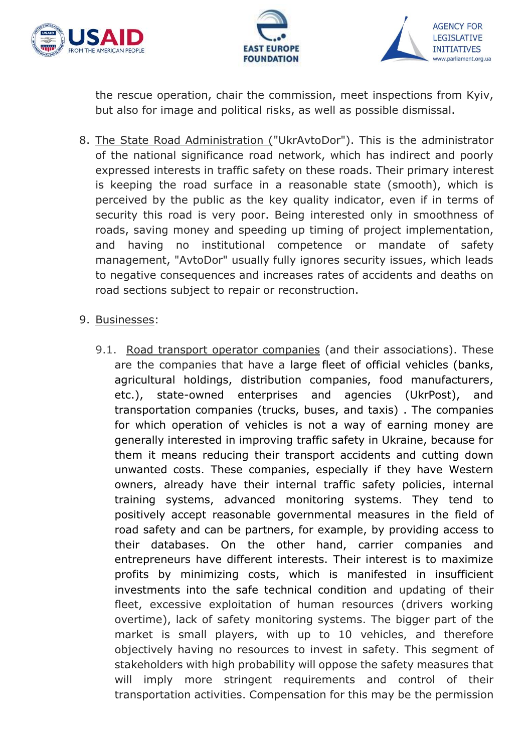the rescue operation, chair the commission, meet inspections from Kyiv, but also for image and political risks, as well as possible dismissal.

8. The State Road Administration ("UkrAvtoDor"). This is the administrator of the national significance road network, which has indirect and poorly expressed interests in traffic safety on these roads. Their primary interest is keeping the road surface in a reasonable state (smooth), which is perceived by the public as the key quality indicator, even if in terms of security this road is very poor. Being interested only in smoothness of roads, saving money and speeding up timing of project implementation, and having no institutional competence or mandate of safety management, "AvtoDor" usually fully ignores security issues, which leads to negative consequences and increases rates of accidents and deaths on road sections subject to repair or reconstruction.

9. Businesses:

   9.1. Road transport operator companies (and their associations). These are the companies that have a large fleet of official vehicles (banks, agricultural holdings, distribution companies, food manufacturers, etc.), state-owned enterprises and agencies (UkrPost), and transportation companies (trucks, buses, and taxis) . The companies for which operation of vehicles is not a way of earning money are generally interested in improving traffic safety in Ukraine, because for them it means reducing their transport accidents and cutting down unwanted costs. These companies, especially if they have Western owners, already have their internal traffic safety policies, internal training systems, advanced monitoring systems. They tend to positively accept reasonable governmental measures in the field of road safety and can be partners, for example, by providing access to their databases. On the other hand, carrier companies and entrepreneurs have different interests. Their interest is to maximize profits by minimizing costs, which is manifested in insufficient investments into the safe technical condition and updating of their fleet, excessive exploitation of human resources (drivers working overtime), lack of safety monitoring systems. The bigger part of the market is small players, with up to 10 vehicles, and therefore objectively having no resources to invest in safety. This segment of stakeholders with high probability will oppose the safety measures that will imply more stringent requirements and control of their transportation activities. Compensation for this may be the permission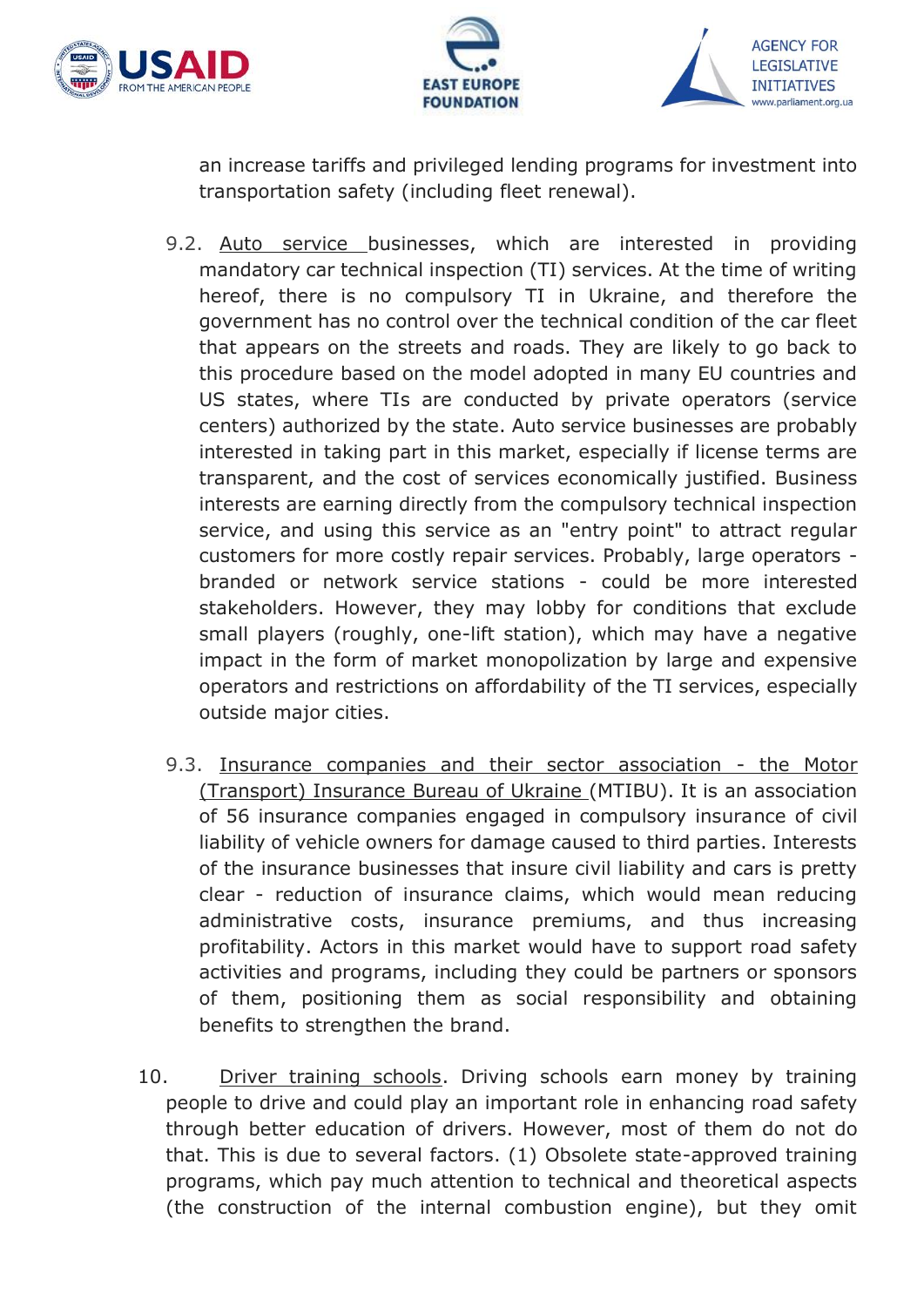an increase tariffs and privileged lending programs for investment into transportation safety (including fleet renewal).

9.2. Auto service businesses, which are interested in providing mandatory car technical inspection (TI) services. At the time of writing hereof, there is no compulsory TI in Ukraine, and therefore the government has no control over the technical condition of the car fleet that appears on the streets and roads. They are likely to go back to this procedure based on the model adopted in many EU countries and US states, where TIs are conducted by private operators (service centers) authorized by the state. Auto service businesses are probably interested in taking part in this market, especially if license terms are transparent, and the cost of services economically justified. Business interests are earning directly from the compulsory technical inspection service, and using this service as an "entry point" to attract regular customers for more costly repair services. Probably, large operators - branded or network service stations - could be more interested stakeholders. However, they may lobby for conditions that exclude small players (roughly, one-lift station), which may have a negative impact in the form of market monopolization by large and expensive operators and restrictions on affordability of the TI services, especially outside major cities.

9.3. Insurance companies and their sector association - the Motor (Transport) Insurance Bureau of Ukraine (MTIBU). It is an association of 56 insurance companies engaged in compulsory insurance of civil liability of vehicle owners for damage caused to third parties. Interests of the insurance businesses that insure civil liability and cars is pretty clear - reduction of insurance claims, which would mean reducing administrative costs, insurance premiums, and thus increasing profitability. Actors in this market would have to support road safety activities and programs, including they could be partners or sponsors of them, positioning them as social responsibility and obtaining benefits to strengthen the brand.

10. Driver training schools. Driving schools earn money by training people to drive and could play an important role in enhancing road safety through better education of drivers. However, most of them do not do that. This is due to several factors. (1) Obsolete state-approved training programs, which pay much attention to technical and theoretical aspects (the construction of the internal combustion engine), but they omit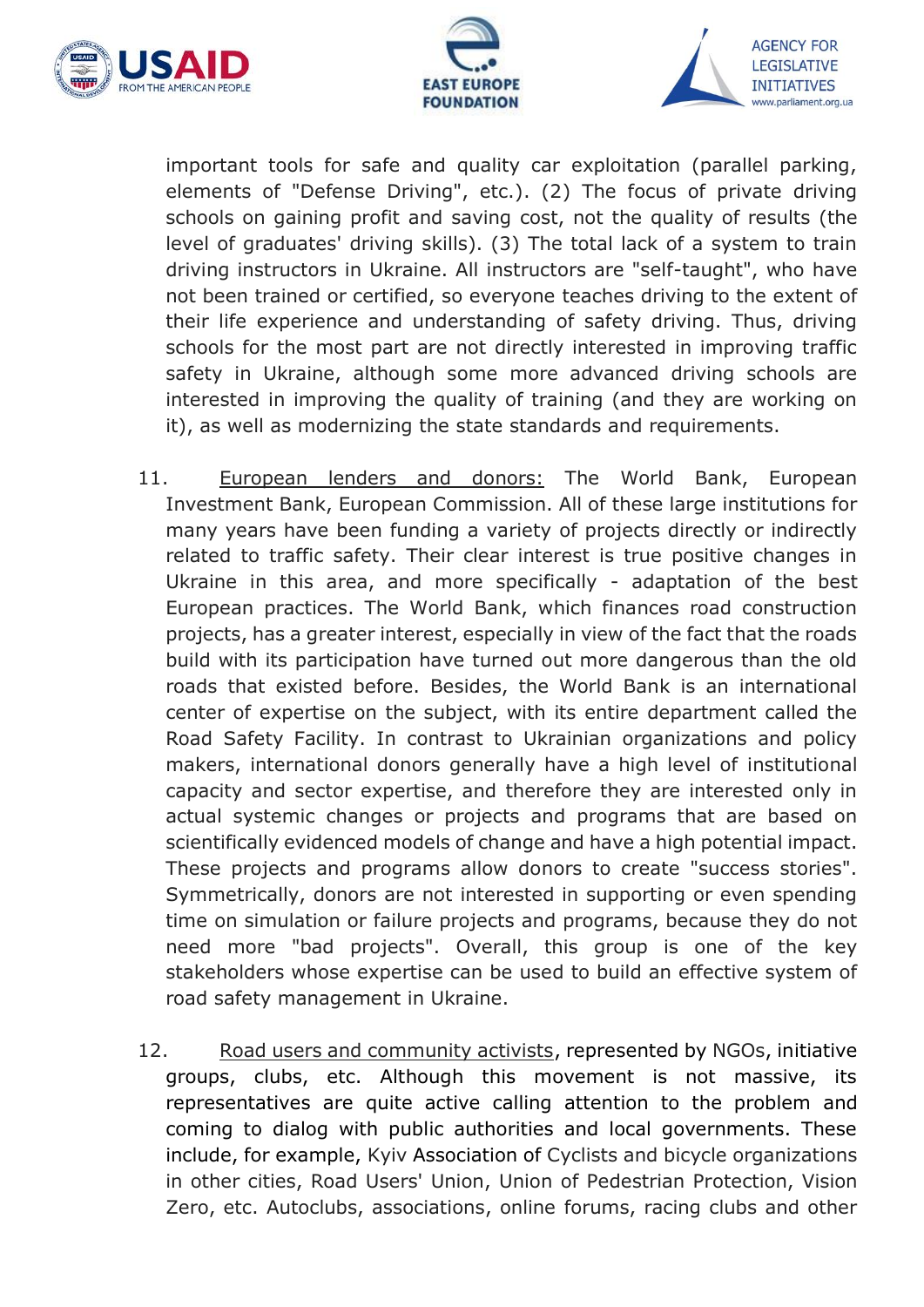important tools for safe and quality car exploitation (parallel parking, elements of "Defense Driving", etc.). (2) The focus of private driving schools on gaining profit and saving cost, not the quality of results (the level of graduates' driving skills). (3) The total lack of a system to train driving instructors in Ukraine. All instructors are "self-taught", who have not been trained or certified, so everyone teaches driving to the extent of their life experience and understanding of safety driving. Thus, driving schools for the most part are not directly interested in improving traffic safety in Ukraine, although some more advanced driving schools are interested in improving the quality of training (and they are working on it), as well as modernizing the state standards and requirements.

11. European lenders and donors: The World Bank, European Investment Bank, European Commission. All of these large institutions for many years have been funding a variety of projects directly or indirectly related to traffic safety. Their clear interest is true positive changes in Ukraine in this area, and more specifically - adaptation of the best European practices. The World Bank, which finances road construction projects, has a greater interest, especially in view of the fact that the roads build with its participation have turned out more dangerous than the old roads that existed before. Besides, the World Bank is an international center of expertise on the subject, with its entire department called the Road Safety Facility. In contrast to Ukrainian organizations and policy makers, international donors generally have a high level of institutional capacity and sector expertise, and therefore they are interested only in actual systemic changes or projects and programs that are based on scientifically evidenced models of change and have a high potential impact. These projects and programs allow donors to create "success stories". Symmetrically, donors are not interested in supporting or even spending time on simulation or failure projects and programs, because they do not need more "bad projects". Overall, this group is one of the key stakeholders whose expertise can be used to build an effective system of road safety management in Ukraine.

12. Road users and community activists, represented by NGOs, initiative groups, clubs, etc. Although this movement is not massive, its representatives are quite active calling attention to the problem and coming to dialog with public authorities and local governments. These include, for example, Kyiv Association of Cyclists and bicycle organizations in other cities, Road Users' Union, Union of Pedestrian Protection, Vision Zero, etc. Autoclubs, associations, online forums, racing clubs and other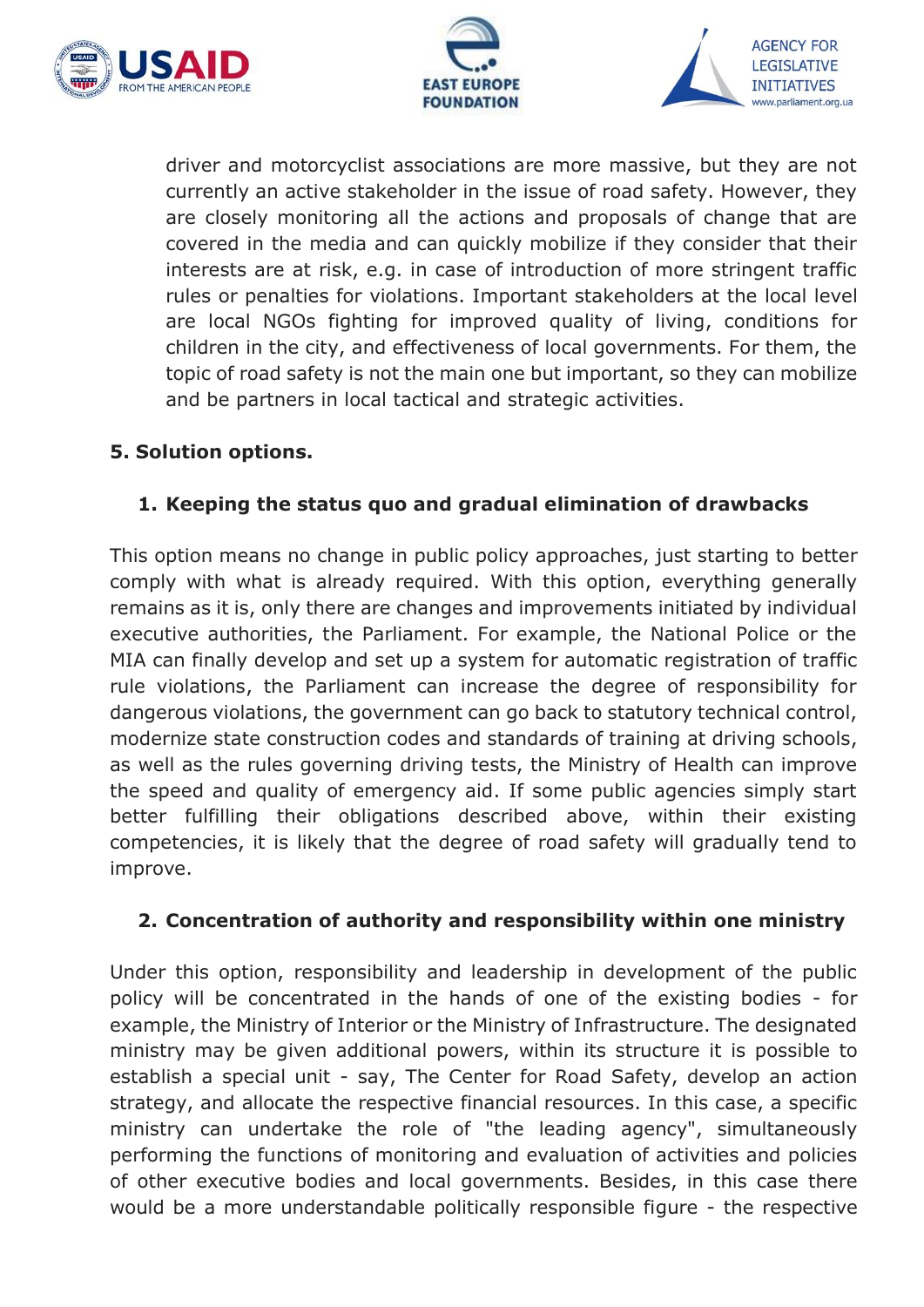driver and motorcyclist associations are more massive, but they are not currently an active stakeholder in the issue of road safety. However, they are closely monitoring all the actions and proposals of change that are covered in the media and can quickly mobilize if they consider that their interests are at risk, e.g. in case of introduction of more stringent traffic rules or penalties for violations. Important stakeholders at the local level are local NGOs fighting for improved quality of living, conditions for children in the city, and effectiveness of local governments. For them, the topic of road safety is not the main one but important, so they can mobilize and be partners in local tactical and strategic activities.

## 5. Solution options.

### 1. Keeping the status quo and gradual elimination of drawbacks

This option means no change in public policy approaches, just starting to better comply with what is already required. With this option, everything generally remains as it is, only there are changes and improvements initiated by individual executive authorities, the Parliament. For example, the National Police or the MIA can finally develop and set up a system for automatic registration of traffic rule violations, the Parliament can increase the degree of responsibility for dangerous violations, the government can go back to statutory technical control, modernize state construction codes and standards of training at driving schools, as well as the rules governing driving tests, the Ministry of Health can improve the speed and quality of emergency aid. If some public agencies simply start better fulfilling their obligations described above, within their existing competencies, it is likely that the degree of road safety will gradually tend to improve.

### 2. Concentration of authority and responsibility within one ministry

Under this option, responsibility and leadership in development of the public policy will be concentrated in the hands of one of the existing bodies - for example, the Ministry of Interior or the Ministry of Infrastructure. The designated ministry may be given additional powers, within its structure it is possible to establish a special unit - say, The Center for Road Safety, develop an action strategy, and allocate the respective financial resources. In this case, a specific ministry can undertake the role of "the leading agency", simultaneously performing the functions of monitoring and evaluation of activities and policies of other executive bodies and local governments. Besides, in this case there would be a more understandable politically responsible figure - the respective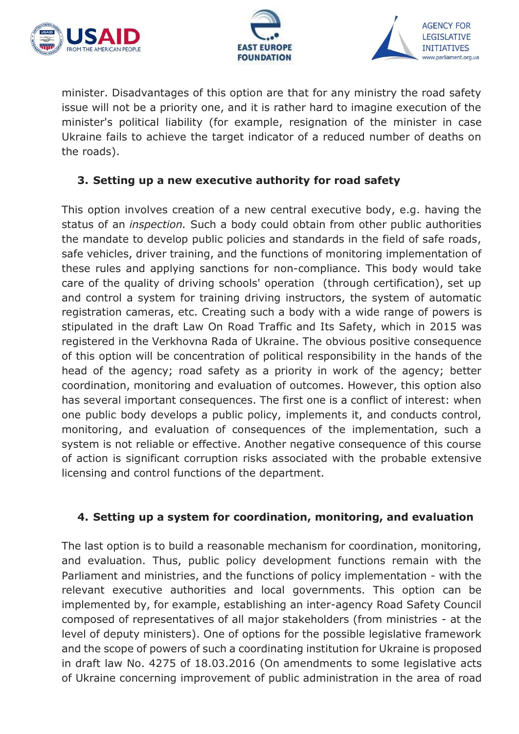minister. Disadvantages of this option are that for any ministry the road safety issue will not be a priority one, and it is rather hard to imagine execution of the minister's political liability (for example, resignation of the minister in case Ukraine fails to achieve the target indicator of a reduced number of deaths on the roads).

### 3. Setting up a new executive authority for road safety

This option involves creation of a new central executive body, e.g. having the status of an *inspection.* Such a body could obtain from other public authorities the mandate to develop public policies and standards in the field of safe roads, safe vehicles, driver training, and the functions of monitoring implementation of these rules and applying sanctions for non-compliance. This body would take care of the quality of driving schools' operation (through certification), set up and control a system for training driving instructors, the system of automatic registration cameras, etc. Creating such a body with a wide range of powers is stipulated in the draft Law On Road Traffic and Its Safety, which in 2015 was registered in the Verkhovna Rada of Ukraine. The obvious positive consequence of this option will be concentration of political responsibility in the hands of the head of the agency; road safety as a priority in work of the agency; better coordination, monitoring and evaluation of outcomes. However, this option also has several important consequences. The first one is a conflict of interest: when one public body develops a public policy, implements it, and conducts control, monitoring, and evaluation of consequences of the implementation, such a system is not reliable or effective. Another negative consequence of this course of action is significant corruption risks associated with the probable extensive licensing and control functions of the department.

### 4. Setting up a system for coordination, monitoring, and evaluation

The last option is to build a reasonable mechanism for coordination, monitoring, and evaluation. Thus, public policy development functions remain with the Parliament and ministries, and the functions of policy implementation - with the relevant executive authorities and local governments. This option can be implemented by, for example, establishing an inter-agency Road Safety Council composed of representatives of all major stakeholders (from ministries - at the level of deputy ministers). One of options for the possible legislative framework and the scope of powers of such a coordinating institution for Ukraine is proposed in draft law No. 4275 of 18.03.2016 (On amendments to some legislative acts of Ukraine concerning improvement of public administration in the area of road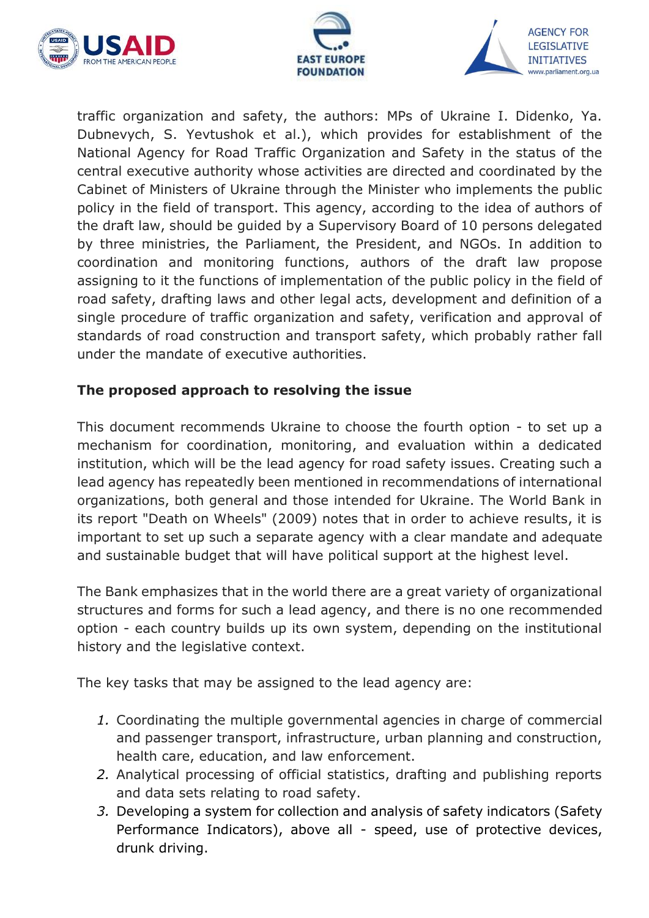traffic organization and safety, the authors: MPs of Ukraine I. Didenko, Ya. Dubnevych, S. Yevtushok et al.), which provides for establishment of the National Agency for Road Traffic Organization and Safety in the status of the central executive authority whose activities are directed and coordinated by the Cabinet of Ministers of Ukraine through the Minister who implements the public policy in the field of transport. This agency, according to the idea of authors of the draft law, should be guided by a Supervisory Board of 10 persons delegated by three ministries, the Parliament, the President, and NGOs. In addition to coordination and monitoring functions, authors of the draft law propose assigning to it the functions of implementation of the public policy in the field of road safety, drafting laws and other legal acts, development and definition of a single procedure of traffic organization and safety, verification and approval of standards of road construction and transport safety, which probably rather fall under the mandate of executive authorities.

**The proposed approach to resolving the issue**

This document recommends Ukraine to choose the fourth option - to set up a mechanism for coordination, monitoring, and evaluation within a dedicated institution, which will be the lead agency for road safety issues. Creating such a lead agency has repeatedly been mentioned in recommendations of international organizations, both general and those intended for Ukraine. The World Bank in its report "Death on Wheels" (2009) notes that in order to achieve results, it is important to set up such a separate agency with a clear mandate and adequate and sustainable budget that will have political support at the highest level.

The Bank emphasizes that in the world there are a great variety of organizational structures and forms for such a lead agency, and there is no one recommended option - each country builds up its own system, depending on the institutional history and the legislative context.

The key tasks that may be assigned to the lead agency are:

1. Coordinating the multiple governmental agencies in charge of commercial and passenger transport, infrastructure, urban planning and construction, health care, education, and law enforcement.
2. Analytical processing of official statistics, drafting and publishing reports and data sets relating to road safety.
3. Developing a system for collection and analysis of safety indicators (Safety Performance Indicators), above all - speed, use of protective devices, drunk driving.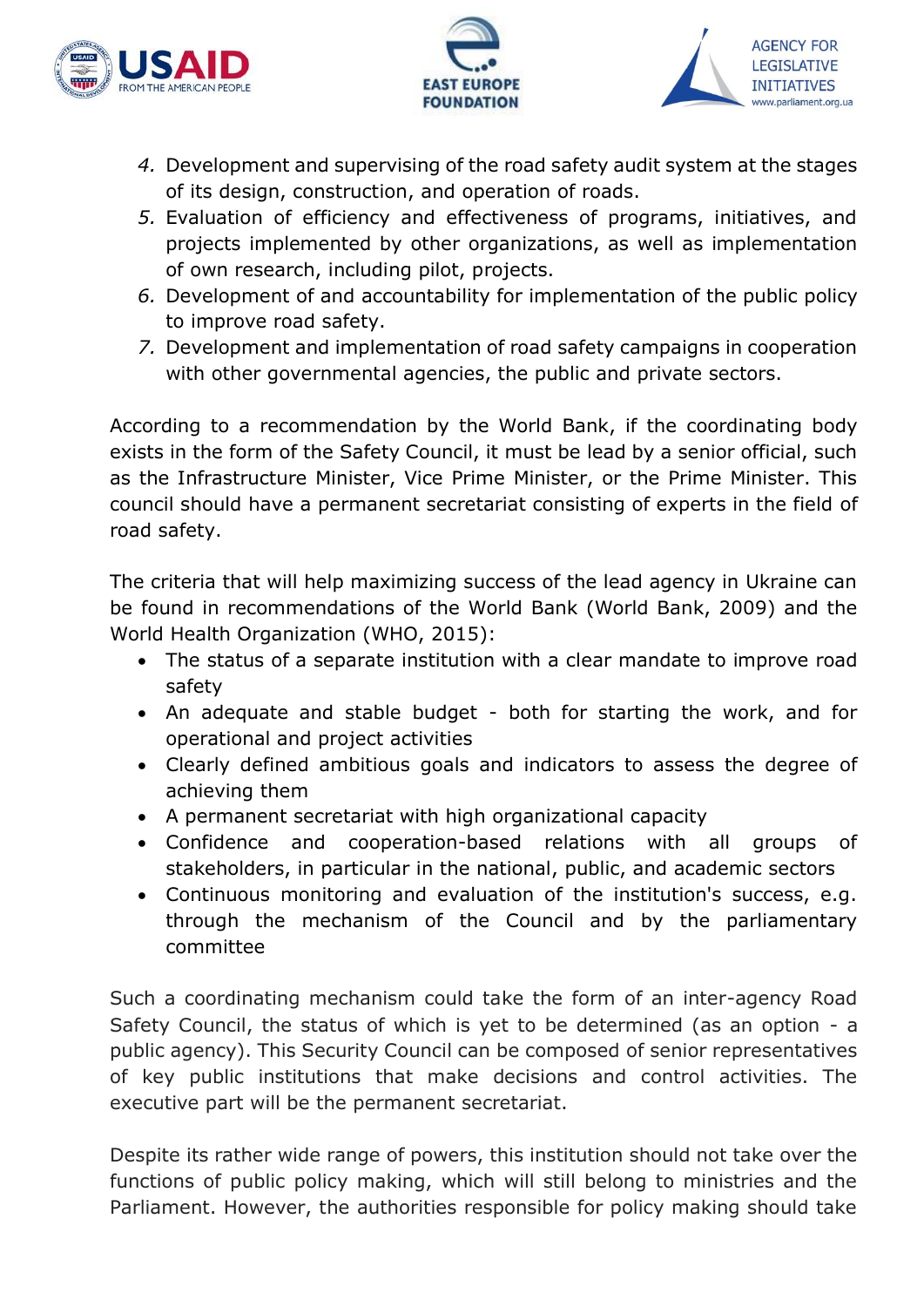4. Development and supervising of the road safety audit system at the stages of its design, construction, and operation of roads.
5. Evaluation of efficiency and effectiveness of programs, initiatives, and projects implemented by other organizations, as well as implementation of own research, including pilot, projects.
6. Development of and accountability for implementation of the public policy to improve road safety.
7. Development and implementation of road safety campaigns in cooperation with other governmental agencies, the public and private sectors.

According to a recommendation by the World Bank, if the coordinating body exists in the form of the Safety Council, it must be lead by a senior official, such as the Infrastructure Minister, Vice Prime Minister, or the Prime Minister. This council should have a permanent secretariat consisting of experts in the field of road safety.

The criteria that will help maximizing success of the lead agency in Ukraine can be found in recommendations of the World Bank (World Bank, 2009) and the World Health Organization (WHO, 2015):

- The status of a separate institution with a clear mandate to improve road safety
- An adequate and stable budget - both for starting the work, and for operational and project activities
- Clearly defined ambitious goals and indicators to assess the degree of achieving them
- A permanent secretariat with high organizational capacity
- Confidence and cooperation-based relations with all groups of stakeholders, in particular in the national, public, and academic sectors
- Continuous monitoring and evaluation of the institution's success, e.g. through the mechanism of the Council and by the parliamentary committee

Such a coordinating mechanism could take the form of an inter-agency Road Safety Council, the status of which is yet to be determined (as an option - a public agency). This Security Council can be composed of senior representatives of key public institutions that make decisions and control activities. The executive part will be the permanent secretariat.

Despite its rather wide range of powers, this institution should not take over the functions of public policy making, which will still belong to ministries and the Parliament. However, the authorities responsible for policy making should take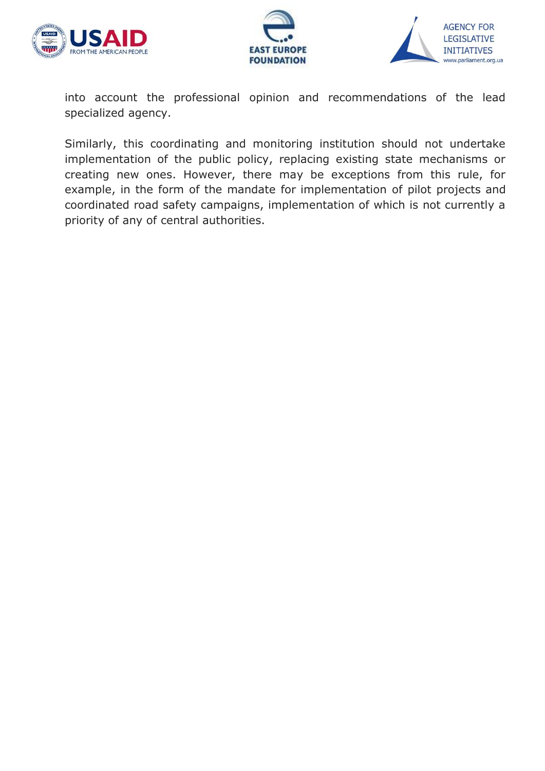into account the professional opinion and recommendations of the lead specialized agency.

Similarly, this coordinating and monitoring institution should not undertake implementation of the public policy, replacing existing state mechanisms or creating new ones. However, there may be exceptions from this rule, for example, in the form of the mandate for implementation of pilot projects and coordinated road safety campaigns, implementation of which is not currently a priority of any of central authorities.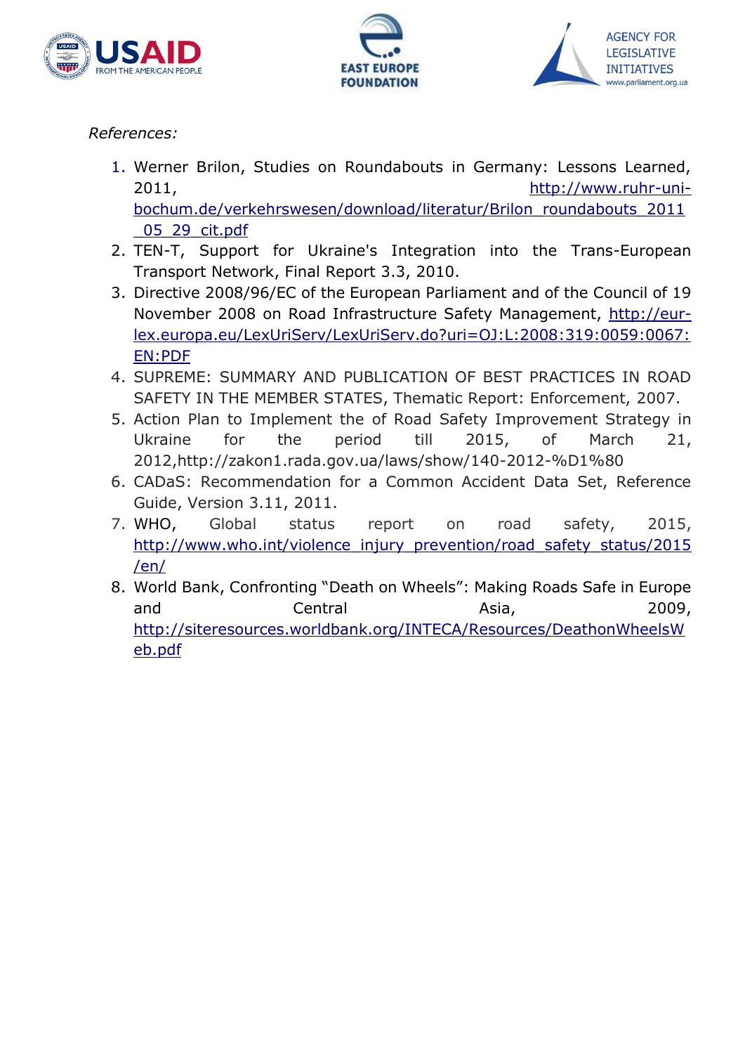*References:*

1. Werner Brilon, Studies on Roundabouts in Germany: Lessons Learned, 2011, http://www.ruhr-uni-bochum.de/verkehrswesen/download/literatur/Brilon_roundabouts_2011_05_29_cit.pdf
2. TEN-T, Support for Ukraine's Integration into the Trans-European Transport Network, Final Report 3.3, 2010.
3. Directive 2008/96/EC of the European Parliament and of the Council of 19 November 2008 on Road Infrastructure Safety Management, http://eur-lex.europa.eu/LexUriServ/LexUriServ.do?uri=OJ:L:2008:319:0059:0067:EN:PDF
4. SUPREME: SUMMARY AND PUBLICATION OF BEST PRACTICES IN ROAD SAFETY IN THE MEMBER STATES, Thematic Report: Enforcement, 2007.
5. Action Plan to Implement the of Road Safety Improvement Strategy in Ukraine for the period till 2015, of March 21, 2012,http://zakon1.rada.gov.ua/laws/show/140-2012-%D1%80
6. CADaS: Recommendation for a Common Accident Data Set, Reference Guide, Version 3.11, 2011.
7. WHO, Global status report on road safety, 2015, http://www.who.int/violence_injury_prevention/road_safety_status/2015/en/
8. World Bank, Confronting "Death on Wheels": Making Roads Safe in Europe and Central Asia, 2009, http://siteresources.worldbank.org/INTECA/Resources/DeathonWheelsWeb.pdf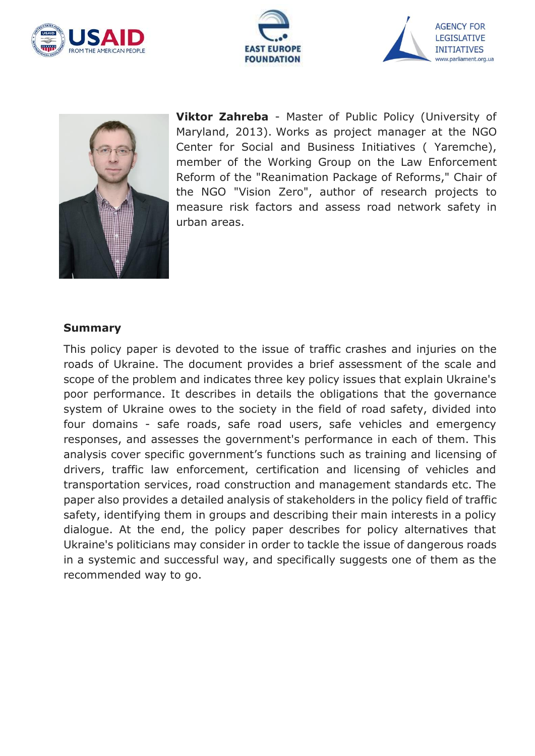**Viktor Zahreba** - Master of Public Policy (University of Maryland, 2013). Works as project manager at the NGO Center for Social and Business Initiatives ( Yaremche), member of the Working Group on the Law Enforcement Reform of the "Reanimation Package of Reforms," Chair of the NGO "Vision Zero", author of research projects to measure risk factors and assess road network safety in urban areas.

## Summary

This policy paper is devoted to the issue of traffic crashes and injuries on the roads of Ukraine. The document provides a brief assessment of the scale and scope of the problem and indicates three key policy issues that explain Ukraine's poor performance. It describes in details the obligations that the governance system of Ukraine owes to the society in the field of road safety, divided into four domains - safe roads, safe road users, safe vehicles and emergency responses, and assesses the government's performance in each of them. This analysis cover specific government's functions such as training and licensing of drivers, traffic law enforcement, certification and licensing of vehicles and transportation services, road construction and management standards etc. The paper also provides a detailed analysis of stakeholders in the policy field of traffic safety, identifying them in groups and describing their main interests in a policy dialogue. At the end, the policy paper describes for policy alternatives that Ukraine's politicians may consider in order to tackle the issue of dangerous roads in a systemic and successful way, and specifically suggests one of them as the recommended way to go.